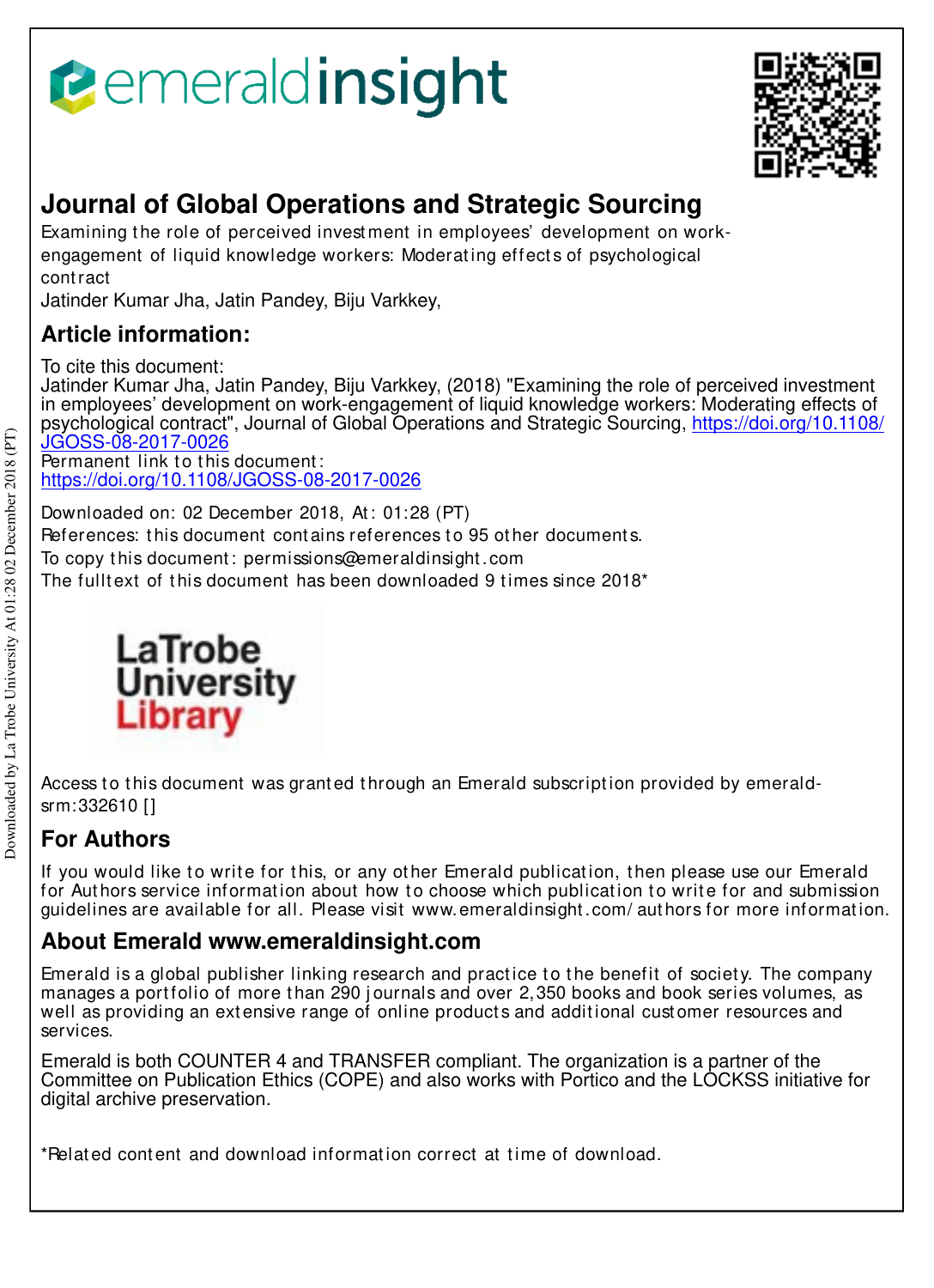# Journal of Global Operations and Strategic Sourcing

Examining the role of perceived investment in employees' development on work-engagement of liquid knowledge workers: Moderating effects of psychological contract

Jatinder Kumar Jha, Jatin Pandey, Biju Varkkey,

## Article information:

To cite this document:
Jatinder Kumar Jha, Jatin Pandey, Biju Varkkey, (2018) "Examining the role of perceived investment in employees' development on work-engagement of liquid knowledge workers: Moderating effects of psychological contract", Journal of Global Operations and Strategic Sourcing, https://doi.org/10.1108/JGOSS-08-2017-0026

Permanent link to this document:
https://doi.org/10.1108/JGOSS-08-2017-0026

Downloaded on: 02 December 2018, At: 01:28 (PT)

References: this document contains references to 95 other documents.

To copy this document: permissions@emeraldinsight.com

The fulltext of this document has been downloaded 9 times since 2018*

Access to this document was granted through an Emerald subscription provided by emerald-srm:332610 []

## For Authors

If you would like to write for this, or any other Emerald publication, then please use our Emerald for Authors service information about how to choose which publication to write for and submission guidelines are available for all. Please visit www.emeraldinsight.com/authors for more information.

## About Emerald www.emeraldinsight.com

Emerald is a global publisher linking research and practice to the benefit of society. The company manages a portfolio of more than 290 journals and over 2,350 books and book series volumes, as well as providing an extensive range of online products and additional customer resources and services.

Emerald is both COUNTER 4 and TRANSFER compliant. The organization is a partner of the Committee on Publication Ethics (COPE) and also works with Portico and the LOCKSS initiative for digital archive preservation.

*Related content and download information correct at time of download.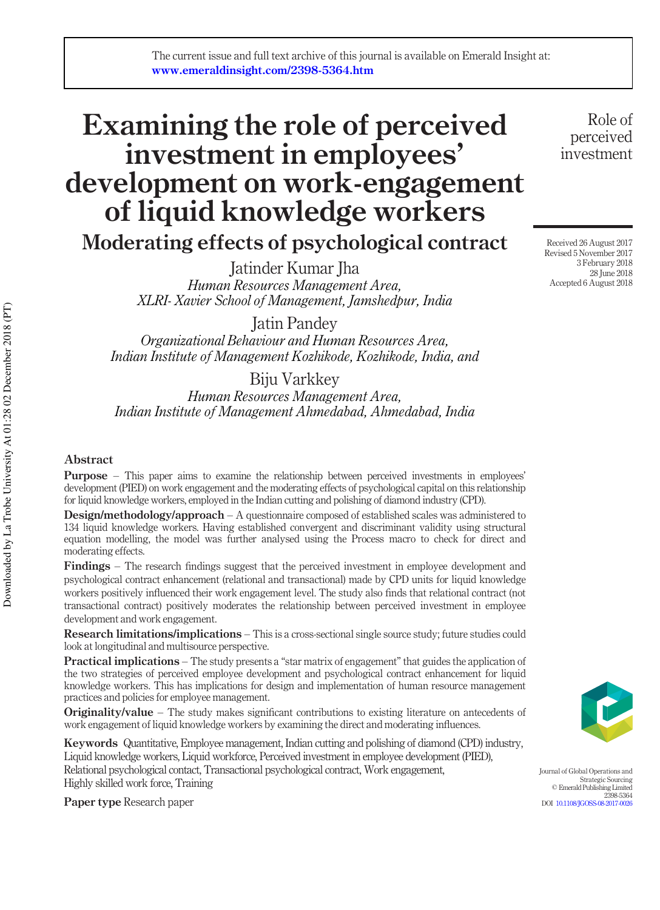The current issue and full text archive of this journal is available on Emerald Insight at: **www.emeraldinsight.com/2398-5364.htm**

# Examining the role of perceived investment in employees' development on work-engagement of liquid knowledge workers

## Moderating effects of psychological contract

Jatinder Kumar Jha
*Human Resources Management Area, XLRI- Xavier School of Management, Jamshedpur, India*

Jatin Pandey
*Organizational Behaviour and Human Resources Area, Indian Institute of Management Kozhikode, Kozhikode, India, and*

Biju Varkkey
*Human Resources Management Area, Indian Institute of Management Ahmedabad, Ahmedabad, India*

Received 26 August 2017
Revised 5 November 2017
3 February 2018
28 June 2018
Accepted 6 August 2018

### Abstract

**Purpose** – This paper aims to examine the relationship between perceived investments in employees' development (PIED) on work engagement and the moderating effects of psychological capital on this relationship for liquid knowledge workers, employed in the Indian cutting and polishing of diamond industry (CPD).

**Design/methodology/approach** – A questionnaire composed of established scales was administered to 134 liquid knowledge workers. Having established convergent and discriminant validity using structural equation modelling, the model was further analysed using the Process macro to check for direct and moderating effects.

**Findings** – The research findings suggest that the perceived investment in employee development and psychological contract enhancement (relational and transactional) made by CPD units for liquid knowledge workers positively influenced their work engagement level. The study also finds that relational contract (not transactional contract) positively moderates the relationship between perceived investment in employee development and work engagement.

**Research limitations/implications** – This is a cross-sectional single source study; future studies could look at longitudinal and multisource perspective.

**Practical implications** – The study presents a "star matrix of engagement" that guides the application of the two strategies of perceived employee development and psychological contract enhancement for liquid knowledge workers. This has implications for design and implementation of human resource management practices and policies for employee management.

**Originality/value** – The study makes significant contributions to existing literature on antecedents of work engagement of liquid knowledge workers by examining the direct and moderating influences.

**Keywords** Quantitative, Employee management, Indian cutting and polishing of diamond (CPD) industry, Liquid knowledge workers, Liquid workforce, Perceived investment in employee development (PIED), Relational psychological contact, Transactional psychological contract, Work engagement, Highly skilled work force, Training

**Paper type** Research paper

Journal of Global Operations and Strategic Sourcing
© Emerald Publishing Limited
2398-5364
DOI 10.1108/JGOSS-08-2017-0026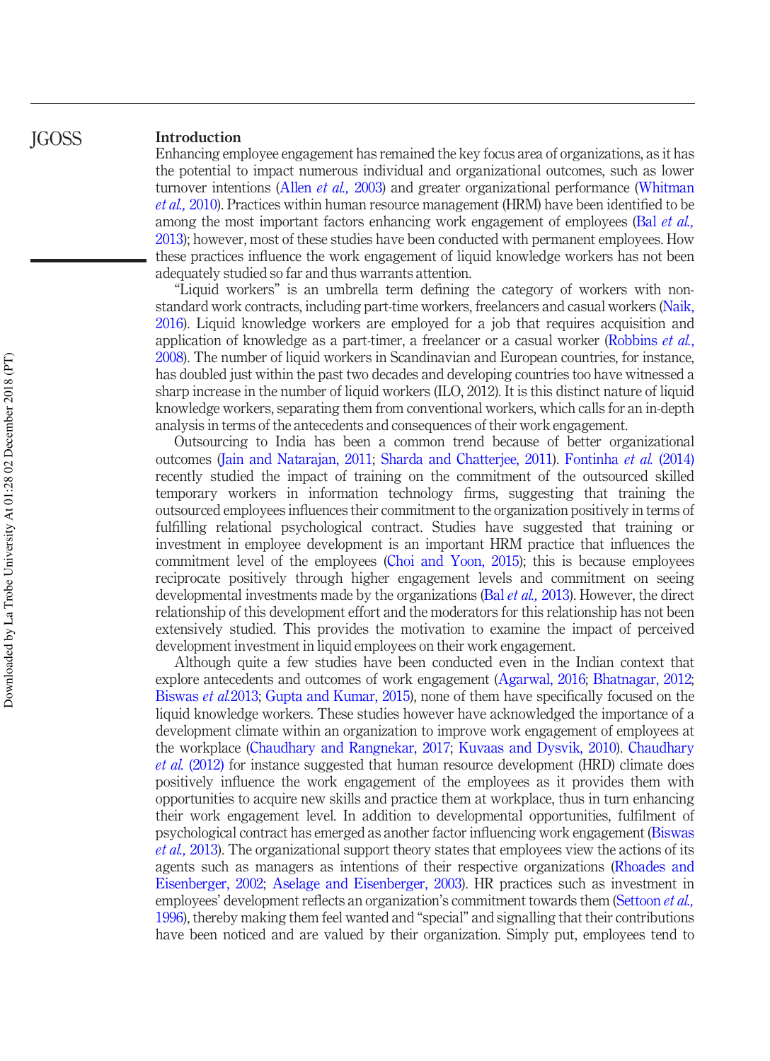## Introduction

Enhancing employee engagement has remained the key focus area of organizations, as it has the potential to impact numerous individual and organizational outcomes, such as lower turnover intentions (Allen *et al.,* 2003) and greater organizational performance (Whitman *et al.,* 2010). Practices within human resource management (HRM) have been identified to be among the most important factors enhancing work engagement of employees (Bal *et al.,* 2013); however, most of these studies have been conducted with permanent employees. How these practices influence the work engagement of liquid knowledge workers has not been adequately studied so far and thus warrants attention.

"Liquid workers" is an umbrella term defining the category of workers with non-standard work contracts, including part-time workers, freelancers and casual workers (Naik, 2016). Liquid knowledge workers are employed for a job that requires acquisition and application of knowledge as a part-timer, a freelancer or a casual worker (Robbins *et al.,* 2008). The number of liquid workers in Scandinavian and European countries, for instance, has doubled just within the past two decades and developing countries too have witnessed a sharp increase in the number of liquid workers (ILO, 2012). It is this distinct nature of liquid knowledge workers, separating them from conventional workers, which calls for an in-depth analysis in terms of the antecedents and consequences of their work engagement.

Outsourcing to India has been a common trend because of better organizational outcomes (Jain and Natarajan, 2011; Sharda and Chatterjee, 2011). Fontinha *et al.* (2014) recently studied the impact of training on the commitment of the outsourced skilled temporary workers in information technology firms, suggesting that training the outsourced employees influences their commitment to the organization positively in terms of fulfilling relational psychological contract. Studies have suggested that training or investment in employee development is an important HRM practice that influences the commitment level of the employees (Choi and Yoon, 2015); this is because employees reciprocate positively through higher engagement levels and commitment on seeing developmental investments made by the organizations (Bal *et al.,* 2013). However, the direct relationship of this development effort and the moderators for this relationship has not been extensively studied. This provides the motivation to examine the impact of perceived development investment in liquid employees on their work engagement.

Although quite a few studies have been conducted even in the Indian context that explore antecedents and outcomes of work engagement (Agarwal, 2016; Bhatnagar, 2012; Biswas *et al.*2013; Gupta and Kumar, 2015), none of them have specifically focused on the liquid knowledge workers. These studies however have acknowledged the importance of a development climate within an organization to improve work engagement of employees at the workplace (Chaudhary and Rangnekar, 2017; Kuvaas and Dysvik, 2010). Chaudhary *et al.* (2012) for instance suggested that human resource development (HRD) climate does positively influence the work engagement of the employees as it provides them with opportunities to acquire new skills and practice them at workplace, thus in turn enhancing their work engagement level. In addition to developmental opportunities, fulfilment of psychological contract has emerged as another factor influencing work engagement (Biswas *et al.,* 2013). The organizational support theory states that employees view the actions of its agents such as managers as intentions of their respective organizations (Rhoades and Eisenberger, 2002; Aselage and Eisenberger, 2003). HR practices such as investment in employees' development reflects an organization's commitment towards them (Settoon *et al.,* 1996), thereby making them feel wanted and "special" and signalling that their contributions have been noticed and are valued by their organization. Simply put, employees tend to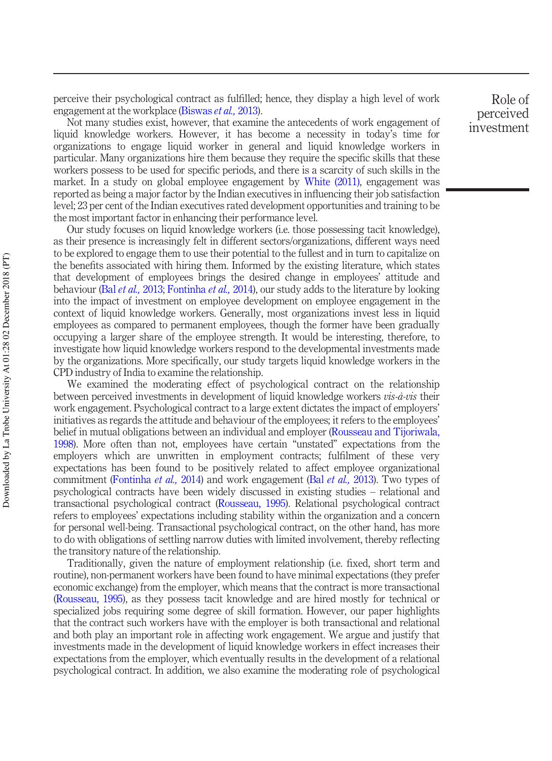perceive their psychological contract as fulfilled; hence, they display a high level of work engagement at the workplace (Biswas *et al.*, 2013).

Not many studies exist, however, that examine the antecedents of work engagement of liquid knowledge workers. However, it has become a necessity in today's time for organizations to engage liquid worker in general and liquid knowledge workers in particular. Many organizations hire them because they require the specific skills that these workers possess to be used for specific periods, and there is a scarcity of such skills in the market. In a study on global employee engagement by White (2011), engagement was reported as being a major factor by the Indian executives in influencing their job satisfaction level; 23 per cent of the Indian executives rated development opportunities and training to be the most important factor in enhancing their performance level.

Our study focuses on liquid knowledge workers (i.e. those possessing tacit knowledge), as their presence is increasingly felt in different sectors/organizations, different ways need to be explored to engage them to use their potential to the fullest and in turn to capitalize on the benefits associated with hiring them. Informed by the existing literature, which states that development of employees brings the desired change in employees' attitude and behaviour (Bal *et al.*, 2013; Fontinha *et al.*, 2014), our study adds to the literature by looking into the impact of investment on employee development on employee engagement in the context of liquid knowledge workers. Generally, most organizations invest less in liquid employees as compared to permanent employees, though the former have been gradually occupying a larger share of the employee strength. It would be interesting, therefore, to investigate how liquid knowledge workers respond to the developmental investments made by the organizations. More specifically, our study targets liquid knowledge workers in the CPD industry of India to examine the relationship.

We examined the moderating effect of psychological contract on the relationship between perceived investments in development of liquid knowledge workers *vis-à-vis* their work engagement. Psychological contract to a large extent dictates the impact of employers' initiatives as regards the attitude and behaviour of the employees; it refers to the employees' belief in mutual obligations between an individual and employer (Rousseau and Tijoriwala, 1998). More often than not, employees have certain "unstated" expectations from the employers which are unwritten in employment contracts; fulfilment of these very expectations has been found to be positively related to affect employee organizational commitment (Fontinha *et al.*, 2014) and work engagement (Bal *et al.*, 2013). Two types of psychological contracts have been widely discussed in existing studies – relational and transactional psychological contract (Rousseau, 1995). Relational psychological contract refers to employees' expectations including stability within the organization and a concern for personal well-being. Transactional psychological contract, on the other hand, has more to do with obligations of settling narrow duties with limited involvement, thereby reflecting the transitory nature of the relationship.

Traditionally, given the nature of employment relationship (i.e. fixed, short term and routine), non-permanent workers have been found to have minimal expectations (they prefer economic exchange) from the employer, which means that the contract is more transactional (Rousseau, 1995), as they possess tacit knowledge and are hired mostly for technical or specialized jobs requiring some degree of skill formation. However, our paper highlights that the contract such workers have with the employer is both transactional and relational and both play an important role in affecting work engagement. We argue and justify that investments made in the development of liquid knowledge workers in effect increases their expectations from the employer, which eventually results in the development of a relational psychological contract. In addition, we also examine the moderating role of psychological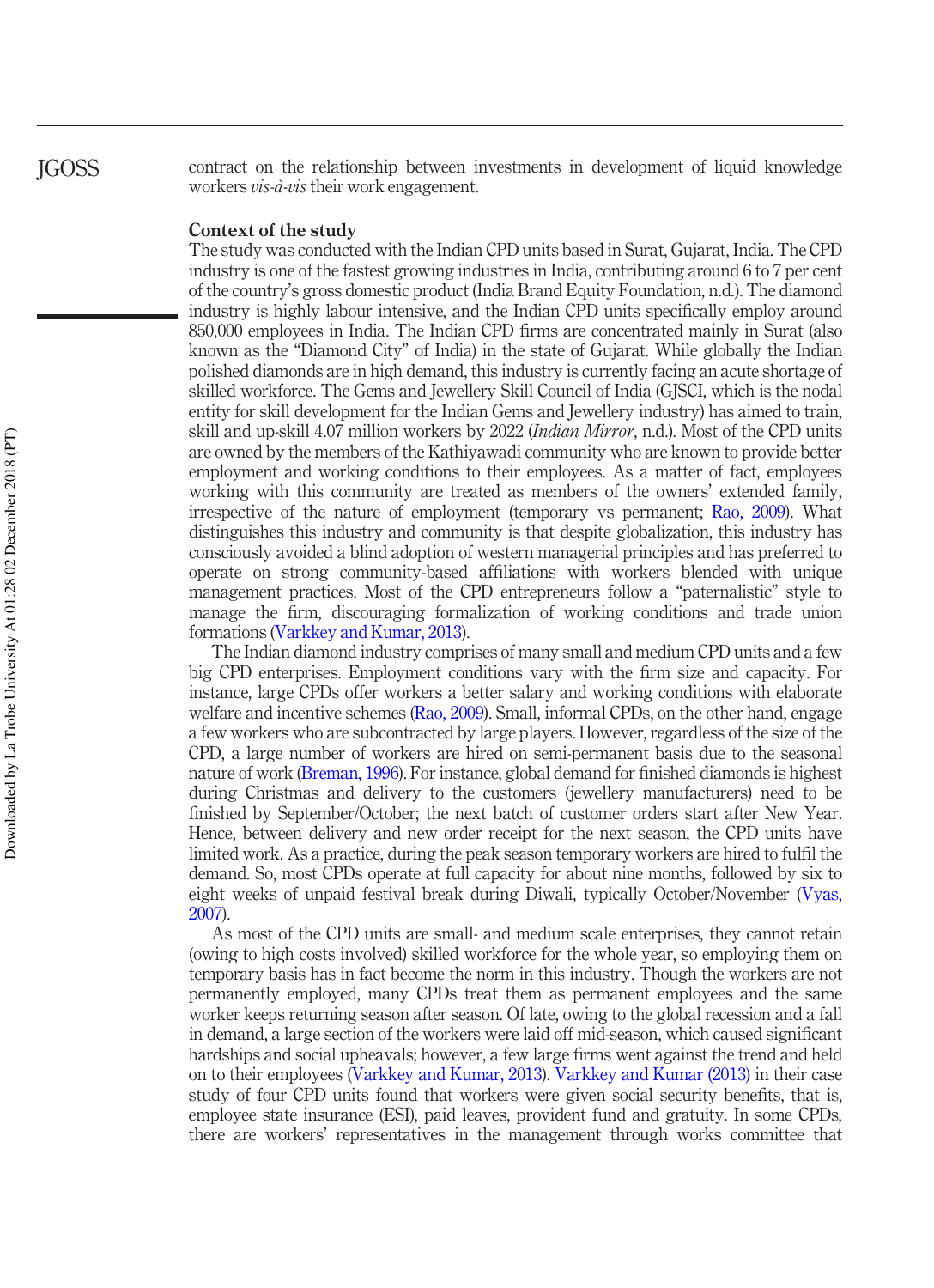contract on the relationship between investments in development of liquid knowledge workers *vis-à-vis* their work engagement.

## Context of the study

The study was conducted with the Indian CPD units based in Surat, Gujarat, India. The CPD industry is one of the fastest growing industries in India, contributing around 6 to 7 per cent of the country's gross domestic product (India Brand Equity Foundation, n.d.). The diamond industry is highly labour intensive, and the Indian CPD units specifically employ around 850,000 employees in India. The Indian CPD firms are concentrated mainly in Surat (also known as the "Diamond City" of India) in the state of Gujarat. While globally the Indian polished diamonds are in high demand, this industry is currently facing an acute shortage of skilled workforce. The Gems and Jewellery Skill Council of India (GJSCI, which is the nodal entity for skill development for the Indian Gems and Jewellery industry) has aimed to train, skill and up-skill 4.07 million workers by 2022 (*Indian Mirror*, n.d.). Most of the CPD units are owned by the members of the Kathiyawadi community who are known to provide better employment and working conditions to their employees. As a matter of fact, employees working with this community are treated as members of the owners' extended family, irrespective of the nature of employment (temporary vs permanent; Rao, 2009). What distinguishes this industry and community is that despite globalization, this industry has consciously avoided a blind adoption of western managerial principles and has preferred to operate on strong community-based affiliations with workers blended with unique management practices. Most of the CPD entrepreneurs follow a "paternalistic" style to manage the firm, discouraging formalization of working conditions and trade union formations (Varkkey and Kumar, 2013).

The Indian diamond industry comprises of many small and medium CPD units and a few big CPD enterprises. Employment conditions vary with the firm size and capacity. For instance, large CPDs offer workers a better salary and working conditions with elaborate welfare and incentive schemes (Rao, 2009). Small, informal CPDs, on the other hand, engage a few workers who are subcontracted by large players. However, regardless of the size of the CPD, a large number of workers are hired on semi-permanent basis due to the seasonal nature of work (Breman, 1996). For instance, global demand for finished diamonds is highest during Christmas and delivery to the customers (jewellery manufacturers) need to be finished by September/October; the next batch of customer orders start after New Year. Hence, between delivery and new order receipt for the next season, the CPD units have limited work. As a practice, during the peak season temporary workers are hired to fulfil the demand. So, most CPDs operate at full capacity for about nine months, followed by six to eight weeks of unpaid festival break during Diwali, typically October/November (Vyas, 2007).

As most of the CPD units are small- and medium scale enterprises, they cannot retain (owing to high costs involved) skilled workforce for the whole year, so employing them on temporary basis has in fact become the norm in this industry. Though the workers are not permanently employed, many CPDs treat them as permanent employees and the same worker keeps returning season after season. Of late, owing to the global recession and a fall in demand, a large section of the workers were laid off mid-season, which caused significant hardships and social upheavals; however, a few large firms went against the trend and held on to their employees (Varkkey and Kumar, 2013). Varkkey and Kumar (2013) in their case study of four CPD units found that workers were given social security benefits, that is, employee state insurance (ESI), paid leaves, provident fund and gratuity. In some CPDs, there are workers' representatives in the management through works committee that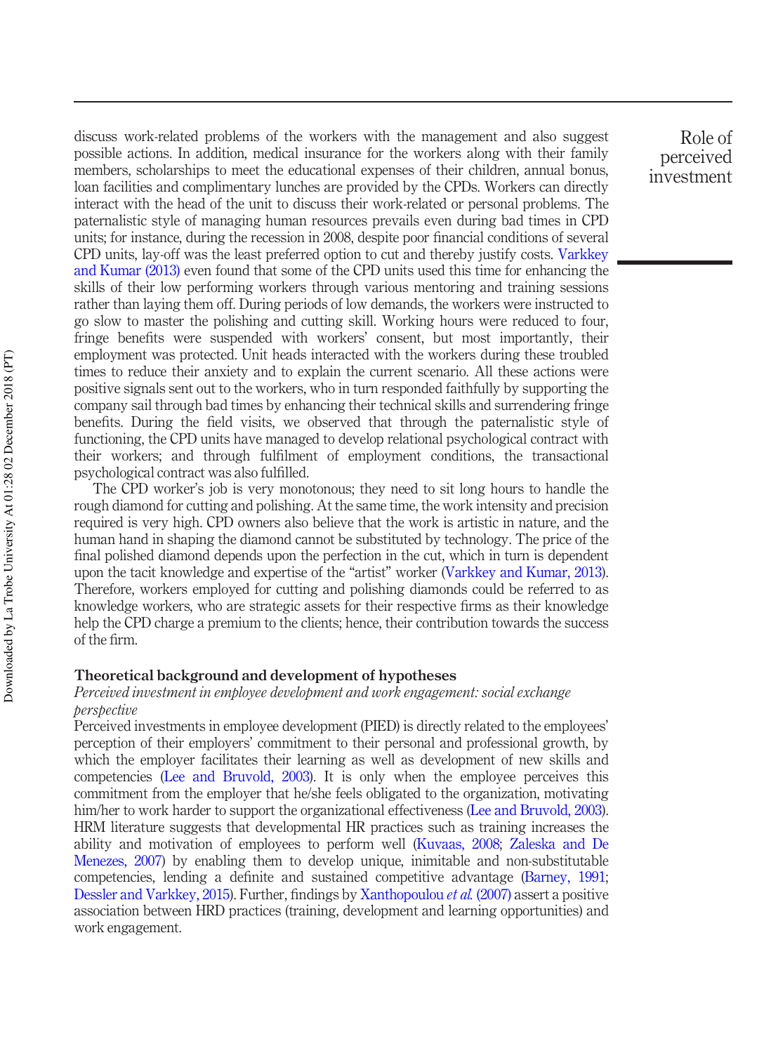discuss work-related problems of the workers with the management and also suggest possible actions. In addition, medical insurance for the workers along with their family members, scholarships to meet the educational expenses of their children, annual bonus, loan facilities and complimentary lunches are provided by the CPDs. Workers can directly interact with the head of the unit to discuss their work-related or personal problems. The paternalistic style of managing human resources prevails even during bad times in CPD units; for instance, during the recession in 2008, despite poor financial conditions of several CPD units, lay-off was the least preferred option to cut and thereby justify costs. Varkkey and Kumar (2013) even found that some of the CPD units used this time for enhancing the skills of their low performing workers through various mentoring and training sessions rather than laying them off. During periods of low demands, the workers were instructed to go slow to master the polishing and cutting skill. Working hours were reduced to four, fringe benefits were suspended with workers' consent, but most importantly, their employment was protected. Unit heads interacted with the workers during these troubled times to reduce their anxiety and to explain the current scenario. All these actions were positive signals sent out to the workers, who in turn responded faithfully by supporting the company sail through bad times by enhancing their technical skills and surrendering fringe benefits. During the field visits, we observed that through the paternalistic style of functioning, the CPD units have managed to develop relational psychological contract with their workers; and through fulfilment of employment conditions, the transactional psychological contract was also fulfilled.

The CPD worker's job is very monotonous; they need to sit long hours to handle the rough diamond for cutting and polishing. At the same time, the work intensity and precision required is very high. CPD owners also believe that the work is artistic in nature, and the human hand in shaping the diamond cannot be substituted by technology. The price of the final polished diamond depends upon the perfection in the cut, which in turn is dependent upon the tacit knowledge and expertise of the "artist" worker (Varkkey and Kumar, 2013). Therefore, workers employed for cutting and polishing diamonds could be referred to as knowledge workers, who are strategic assets for their respective firms as their knowledge help the CPD charge a premium to the clients; hence, their contribution towards the success of the firm.

## Theoretical background and development of hypotheses

### *Perceived investment in employee development and work engagement: social exchange perspective*

Perceived investments in employee development (PIED) is directly related to the employees' perception of their employers' commitment to their personal and professional growth, by which the employer facilitates their learning as well as development of new skills and competencies (Lee and Bruvold, 2003). It is only when the employee perceives this commitment from the employer that he/she feels obligated to the organization, motivating him/her to work harder to support the organizational effectiveness (Lee and Bruvold, 2003). HRM literature suggests that developmental HR practices such as training increases the ability and motivation of employees to perform well (Kuvaas, 2008; Zaleska and De Menezes, 2007) by enabling them to develop unique, inimitable and non-substitutable competencies, lending a definite and sustained competitive advantage (Barney, 1991; Dessler and Varkkey, 2015). Further, findings by Xanthopoulou *et al.* (2007) assert a positive association between HRD practices (training, development and learning opportunities) and work engagement.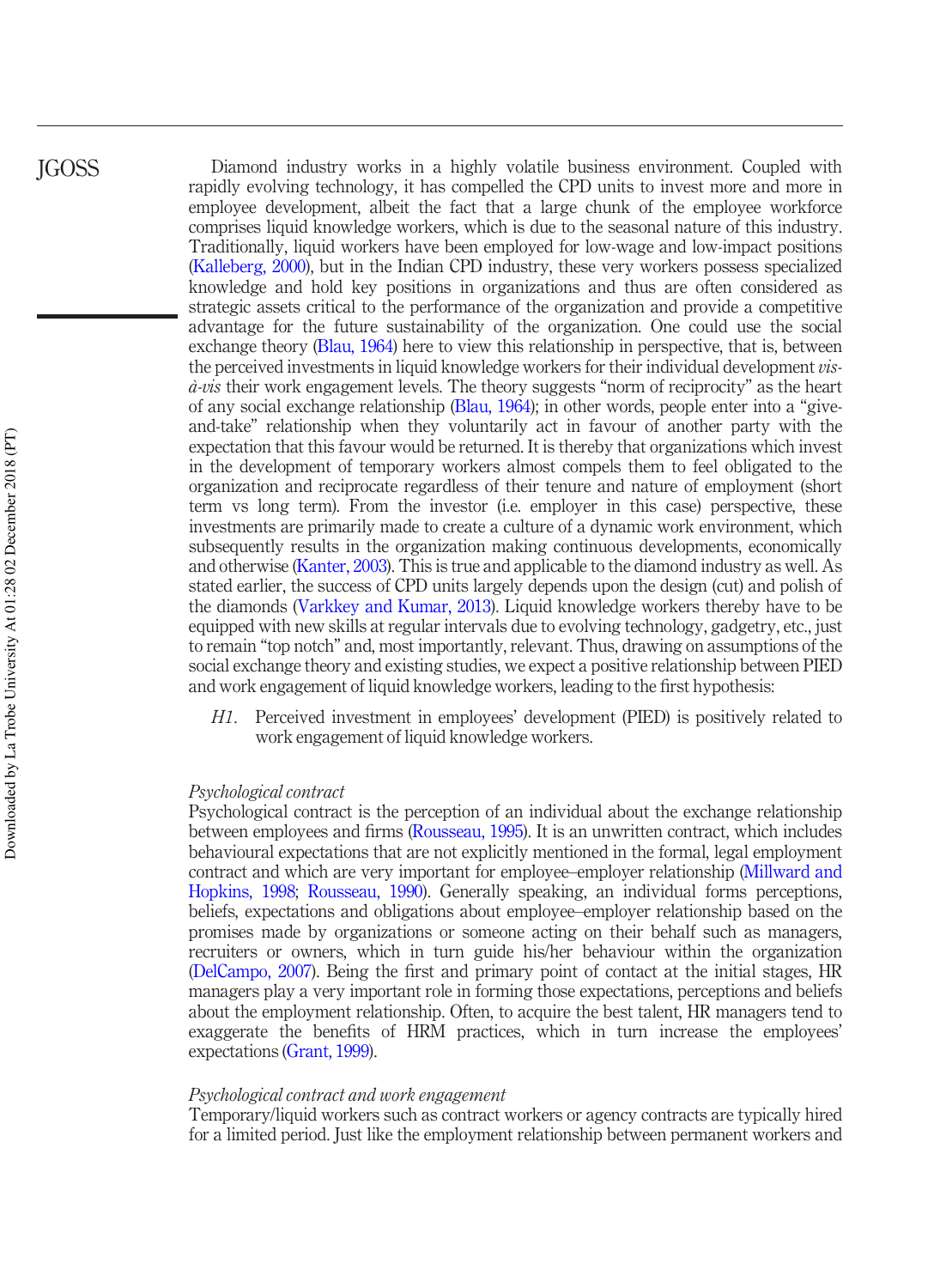Diamond industry works in a highly volatile business environment. Coupled with rapidly evolving technology, it has compelled the CPD units to invest more and more in employee development, albeit the fact that a large chunk of the employee workforce comprises liquid knowledge workers, which is due to the seasonal nature of this industry. Traditionally, liquid workers have been employed for low-wage and low-impact positions (Kalleberg, 2000), but in the Indian CPD industry, these very workers possess specialized knowledge and hold key positions in organizations and thus are often considered as strategic assets critical to the performance of the organization and provide a competitive advantage for the future sustainability of the organization. One could use the social exchange theory (Blau, 1964) here to view this relationship in perspective, that is, between the perceived investments in liquid knowledge workers for their individual development *vis-à-vis* their work engagement levels. The theory suggests "norm of reciprocity" as the heart of any social exchange relationship (Blau, 1964); in other words, people enter into a "give-and-take" relationship when they voluntarily act in favour of another party with the expectation that this favour would be returned. It is thereby that organizations which invest in the development of temporary workers almost compels them to feel obligated to the organization and reciprocate regardless of their tenure and nature of employment (short term vs long term). From the investor (i.e. employer in this case) perspective, these investments are primarily made to create a culture of a dynamic work environment, which subsequently results in the organization making continuous developments, economically and otherwise (Kanter, 2003). This is true and applicable to the diamond industry as well. As stated earlier, the success of CPD units largely depends upon the design (cut) and polish of the diamonds (Varkkey and Kumar, 2013). Liquid knowledge workers thereby have to be equipped with new skills at regular intervals due to evolving technology, gadgetry, etc., just to remain "top notch" and, most importantly, relevant. Thus, drawing on assumptions of the social exchange theory and existing studies, we expect a positive relationship between PIED and work engagement of liquid knowledge workers, leading to the first hypothesis:

*H1*. Perceived investment in employees' development (PIED) is positively related to work engagement of liquid knowledge workers.

### *Psychological contract*

Psychological contract is the perception of an individual about the exchange relationship between employees and firms (Rousseau, 1995). It is an unwritten contract, which includes behavioural expectations that are not explicitly mentioned in the formal, legal employment contract and which are very important for employee–employer relationship (Millward and Hopkins, 1998; Rousseau, 1990). Generally speaking, an individual forms perceptions, beliefs, expectations and obligations about employee–employer relationship based on the promises made by organizations or someone acting on their behalf such as managers, recruiters or owners, which in turn guide his/her behaviour within the organization (DelCampo, 2007). Being the first and primary point of contact at the initial stages, HR managers play a very important role in forming those expectations, perceptions and beliefs about the employment relationship. Often, to acquire the best talent, HR managers tend to exaggerate the benefits of HRM practices, which in turn increase the employees' expectations (Grant, 1999).

### *Psychological contract and work engagement*

Temporary/liquid workers such as contract workers or agency contracts are typically hired for a limited period. Just like the employment relationship between permanent workers and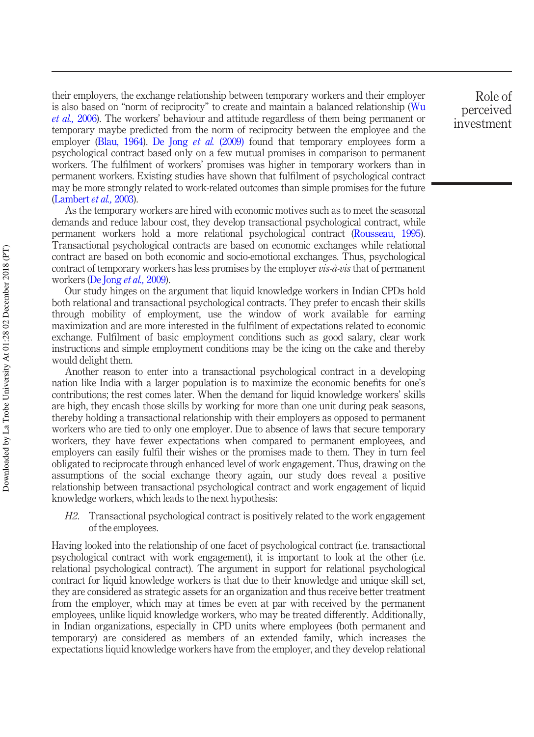their employers, the exchange relationship between temporary workers and their employer is also based on "norm of reciprocity" to create and maintain a balanced relationship (Wu *et al.*, 2006). The workers' behaviour and attitude regardless of them being permanent or temporary maybe predicted from the norm of reciprocity between the employee and the employer (Blau, 1964). De Jong *et al.* (2009) found that temporary employees form a psychological contract based only on a few mutual promises in comparison to permanent workers. The fulfilment of workers' promises was higher in temporary workers than in permanent workers. Existing studies have shown that fulfilment of psychological contract may be more strongly related to work-related outcomes than simple promises for the future (Lambert *et al.*, 2003).

As the temporary workers are hired with economic motives such as to meet the seasonal demands and reduce labour cost, they develop transactional psychological contract, while permanent workers hold a more relational psychological contract (Rousseau, 1995). Transactional psychological contracts are based on economic exchanges while relational contract are based on both economic and socio-emotional exchanges. Thus, psychological contract of temporary workers has less promises by the employer *vis-à-vis* that of permanent workers (De Jong *et al.*, 2009).

Our study hinges on the argument that liquid knowledge workers in Indian CPDs hold both relational and transactional psychological contracts. They prefer to encash their skills through mobility of employment, use the window of work available for earning maximization and are more interested in the fulfilment of expectations related to economic exchange. Fulfilment of basic employment conditions such as good salary, clear work instructions and simple employment conditions may be the icing on the cake and thereby would delight them.

Another reason to enter into a transactional psychological contract in a developing nation like India with a larger population is to maximize the economic benefits for one's contributions; the rest comes later. When the demand for liquid knowledge workers' skills are high, they encash those skills by working for more than one unit during peak seasons, thereby holding a transactional relationship with their employers as opposed to permanent workers who are tied to only one employer. Due to absence of laws that secure temporary workers, they have fewer expectations when compared to permanent employees, and employers can easily fulfil their wishes or the promises made to them. They in turn feel obligated to reciprocate through enhanced level of work engagement. Thus, drawing on the assumptions of the social exchange theory again, our study does reveal a positive relationship between transactional psychological contract and work engagement of liquid knowledge workers, which leads to the next hypothesis:

*H2*. Transactional psychological contract is positively related to the work engagement of the employees.

Having looked into the relationship of one facet of psychological contract (i.e. transactional psychological contract with work engagement), it is important to look at the other (i.e. relational psychological contract). The argument in support for relational psychological contract for liquid knowledge workers is that due to their knowledge and unique skill set, they are considered as strategic assets for an organization and thus receive better treatment from the employer, which may at times be even at par with received by the permanent employees, unlike liquid knowledge workers, who may be treated differently. Additionally, in Indian organizations, especially in CPD units where employees (both permanent and temporary) are considered as members of an extended family, which increases the expectations liquid knowledge workers have from the employer, and they develop relational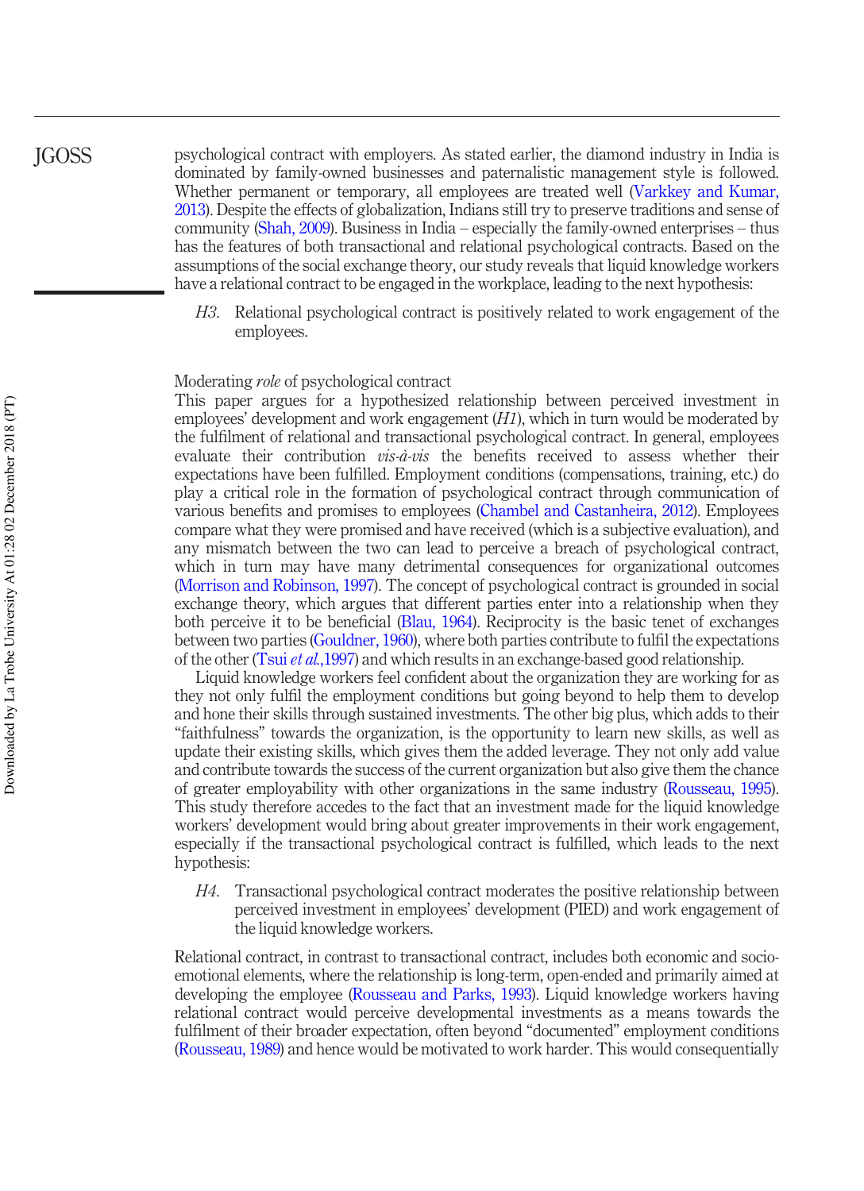psychological contract with employers. As stated earlier, the diamond industry in India is dominated by family-owned businesses and paternalistic management style is followed. Whether permanent or temporary, all employees are treated well (Varkkey and Kumar, 2013). Despite the effects of globalization, Indians still try to preserve traditions and sense of community (Shah, 2009). Business in India – especially the family-owned enterprises – thus has the features of both transactional and relational psychological contracts. Based on the assumptions of the social exchange theory, our study reveals that liquid knowledge workers have a relational contract to be engaged in the workplace, leading to the next hypothesis:

> *H3*. Relational psychological contract is positively related to work engagement of the employees.

### Moderating *role* of psychological contract

This paper argues for a hypothesized relationship between perceived investment in employees' development and work engagement (*H1*), which in turn would be moderated by the fulfilment of relational and transactional psychological contract. In general, employees evaluate their contribution *vis-à-vis* the benefits received to assess whether their expectations have been fulfilled. Employment conditions (compensations, training, etc.) do play a critical role in the formation of psychological contract through communication of various benefits and promises to employees (Chambel and Castanheira, 2012). Employees compare what they were promised and have received (which is a subjective evaluation), and any mismatch between the two can lead to perceive a breach of psychological contract, which in turn may have many detrimental consequences for organizational outcomes (Morrison and Robinson, 1997). The concept of psychological contract is grounded in social exchange theory, which argues that different parties enter into a relationship when they both perceive it to be beneficial (Blau, 1964). Reciprocity is the basic tenet of exchanges between two parties (Gouldner, 1960), where both parties contribute to fulfil the expectations of the other (Tsui *et al.*,1997) and which results in an exchange-based good relationship.

Liquid knowledge workers feel confident about the organization they are working for as they not only fulfil the employment conditions but going beyond to help them to develop and hone their skills through sustained investments. The other big plus, which adds to their "faithfulness" towards the organization, is the opportunity to learn new skills, as well as update their existing skills, which gives them the added leverage. They not only add value and contribute towards the success of the current organization but also give them the chance of greater employability with other organizations in the same industry (Rousseau, 1995). This study therefore accedes to the fact that an investment made for the liquid knowledge workers' development would bring about greater improvements in their work engagement, especially if the transactional psychological contract is fulfilled, which leads to the next hypothesis:

> *H4*. Transactional psychological contract moderates the positive relationship between perceived investment in employees' development (PIED) and work engagement of the liquid knowledge workers.

Relational contract, in contrast to transactional contract, includes both economic and socio-emotional elements, where the relationship is long-term, open-ended and primarily aimed at developing the employee (Rousseau and Parks, 1993). Liquid knowledge workers having relational contract would perceive developmental investments as a means towards the fulfilment of their broader expectation, often beyond "documented" employment conditions (Rousseau, 1989) and hence would be motivated to work harder. This would consequentially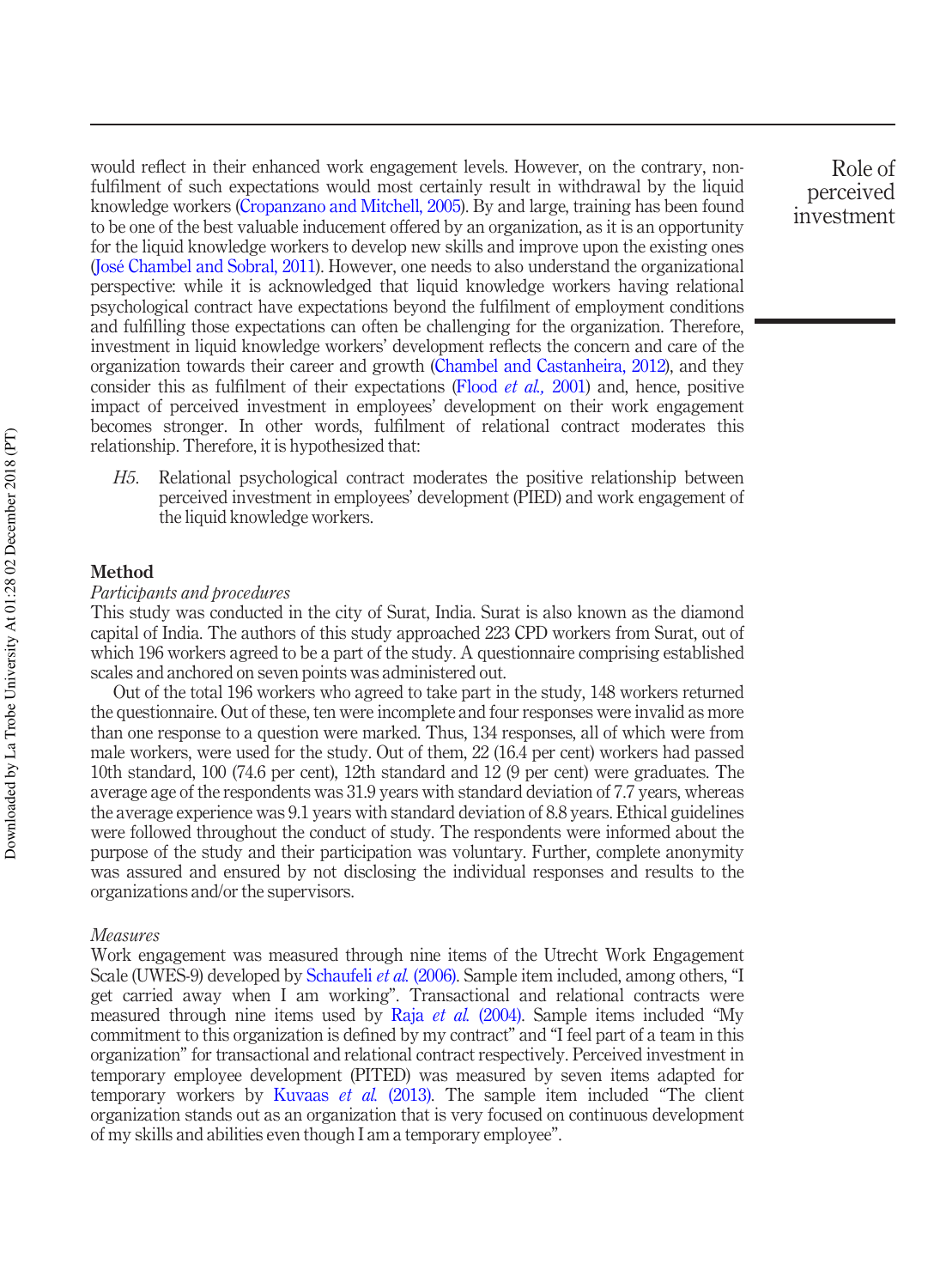would reflect in their enhanced work engagement levels. However, on the contrary, non-fulfilment of such expectations would most certainly result in withdrawal by the liquid knowledge workers (Cropanzano and Mitchell, 2005). By and large, training has been found to be one of the best valuable inducement offered by an organization, as it is an opportunity for the liquid knowledge workers to develop new skills and improve upon the existing ones (José Chambel and Sobral, 2011). However, one needs to also understand the organizational perspective: while it is acknowledged that liquid knowledge workers having relational psychological contract have expectations beyond the fulfilment of employment conditions and fulfilling those expectations can often be challenging for the organization. Therefore, investment in liquid knowledge workers' development reflects the concern and care of the organization towards their career and growth (Chambel and Castanheira, 2012), and they consider this as fulfilment of their expectations (Flood *et al.*, 2001) and, hence, positive impact of perceived investment in employees' development on their work engagement becomes stronger. In other words, fulfilment of relational contract moderates this relationship. Therefore, it is hypothesized that:

*H5*. Relational psychological contract moderates the positive relationship between perceived investment in employees' development (PIED) and work engagement of the liquid knowledge workers.

## Method

### *Participants and procedures*

This study was conducted in the city of Surat, India. Surat is also known as the diamond capital of India. The authors of this study approached 223 CPD workers from Surat, out of which 196 workers agreed to be a part of the study. A questionnaire comprising established scales and anchored on seven points was administered out.

Out of the total 196 workers who agreed to take part in the study, 148 workers returned the questionnaire. Out of these, ten were incomplete and four responses were invalid as more than one response to a question were marked. Thus, 134 responses, all of which were from male workers, were used for the study. Out of them, 22 (16.4 per cent) workers had passed 10th standard, 100 (74.6 per cent), 12th standard and 12 (9 per cent) were graduates. The average age of the respondents was 31.9 years with standard deviation of 7.7 years, whereas the average experience was 9.1 years with standard deviation of 8.8 years. Ethical guidelines were followed throughout the conduct of study. The respondents were informed about the purpose of the study and their participation was voluntary. Further, complete anonymity was assured and ensured by not disclosing the individual responses and results to the organizations and/or the supervisors.

### *Measures*

Work engagement was measured through nine items of the Utrecht Work Engagement Scale (UWES-9) developed by Schaufeli *et al.* (2006). Sample item included, among others, "I get carried away when I am working". Transactional and relational contracts were measured through nine items used by Raja *et al.* (2004). Sample items included "My commitment to this organization is defined by my contract" and "I feel part of a team in this organization" for transactional and relational contract respectively. Perceived investment in temporary employee development (PITED) was measured by seven items adapted for temporary workers by Kuvaas *et al.* (2013). The sample item included "The client organization stands out as an organization that is very focused on continuous development of my skills and abilities even though I am a temporary employee".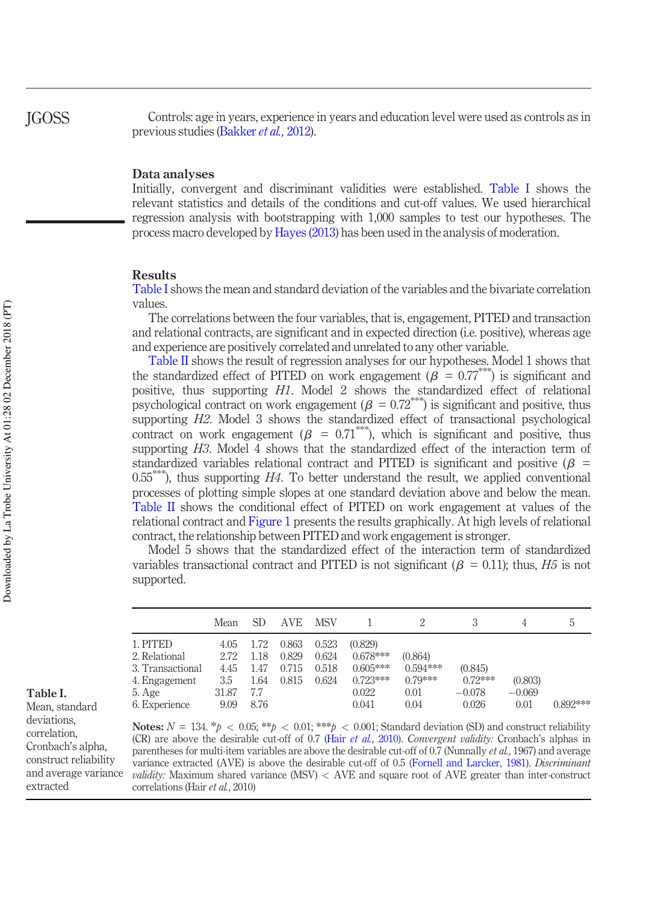Controls: age in years, experience in years and education level were used as controls as in previous studies (Bakker *et al.*, 2012).

## Data analyses

Initially, convergent and discriminant validities were established. Table I shows the relevant statistics and details of the conditions and cut-off values. We used hierarchical regression analysis with bootstrapping with 1,000 samples to test our hypotheses. The process macro developed by Hayes (2013) has been used in the analysis of moderation.

## Results

Table I shows the mean and standard deviation of the variables and the bivariate correlation values.

The correlations between the four variables, that is, engagement, PITED and transaction and relational contracts, are significant and in expected direction (i.e. positive), whereas age and experience are positively correlated and unrelated to any other variable.

Table II shows the result of regression analyses for our hypotheses. Model 1 shows that the standardized effect of PITED on work engagement ($\beta$ = 0.77***) is significant and positive, thus supporting *H1*. Model 2 shows the standardized effect of relational psychological contract on work engagement ($\beta$ = 0.72***) is significant and positive, thus supporting *H2*. Model 3 shows the standardized effect of transactional psychological contract on work engagement ($\beta$ = 0.71***), which is significant and positive, thus supporting *H3*. Model 4 shows that the standardized effect of the interaction term of standardized variables relational contract and PITED is significant and positive ($\beta$ = 0.55***), thus supporting *H4*. To better understand the result, we applied conventional processes of plotting simple slopes at one standard deviation above and below the mean. Table II shows the conditional effect of PITED on work engagement at values of the relational contract and Figure 1 presents the results graphically. At high levels of relational contract, the relationship between PITED and work engagement is stronger.

Model 5 shows that the standardized effect of the interaction term of standardized variables transactional contract and PITED is not significant ($\beta$ = 0.11); thus, *H5* is not supported.

|  | Mean | SD | AVE | MSV | 1 | 2 | 3 | 4 | 5 |
|---|---|---|---|---|---|---|---|---|---|
| 1. PITED | 4.05 | 1.72 | 0.863 | 0.523 | (0.829) |  |  |  |  |
| 2. Relational | 2.72 | 1.18 | 0.829 | 0.624 | 0.678*** | (0.864) |  |  |  |
| 3. Transactional | 4.45 | 1.47 | 0.715 | 0.518 | 0.605*** | 0.594*** | (0.845) |  |  |
| 4. Engagement | 3.5 | 1.64 | 0.815 | 0.624 | 0.723*** | 0.79*** | 0.72*** | (0.803) |  |
| 5. Age | 31.87 | 7.7 |  |  | 0.022 | 0.01 | −0.078 | −0.069 |  |
| 6. Experience | 9.09 | 8.76 |  |  | 0.041 | 0.04 | 0.026 | 0.01 | 0.892*** |

**Notes:** $N$ = 134. *$p$ < 0.05; **$p$ < 0.01; ***$p$ < 0.001; Standard deviation (SD) and construct reliability (CR) are above the desirable cut-off of 0.7 (Hair *et al.*, 2010). *Convergent validity:* Cronbach's alphas in parentheses for multi-item variables are above the desirable cut-off of 0.7 (Nunnally *et al.*, 1967) and average variance extracted (AVE) is above the desirable cut-off of 0.5 (Fornell and Larcker, 1981). *Discriminant validity:* Maximum shared variance (MSV) < AVE and square root of AVE greater than inter-construct correlations (Hair *et al.*, 2010)

**Table I.** Mean, standard deviations, correlation, Cronbach's alpha, construct reliability and average variance extracted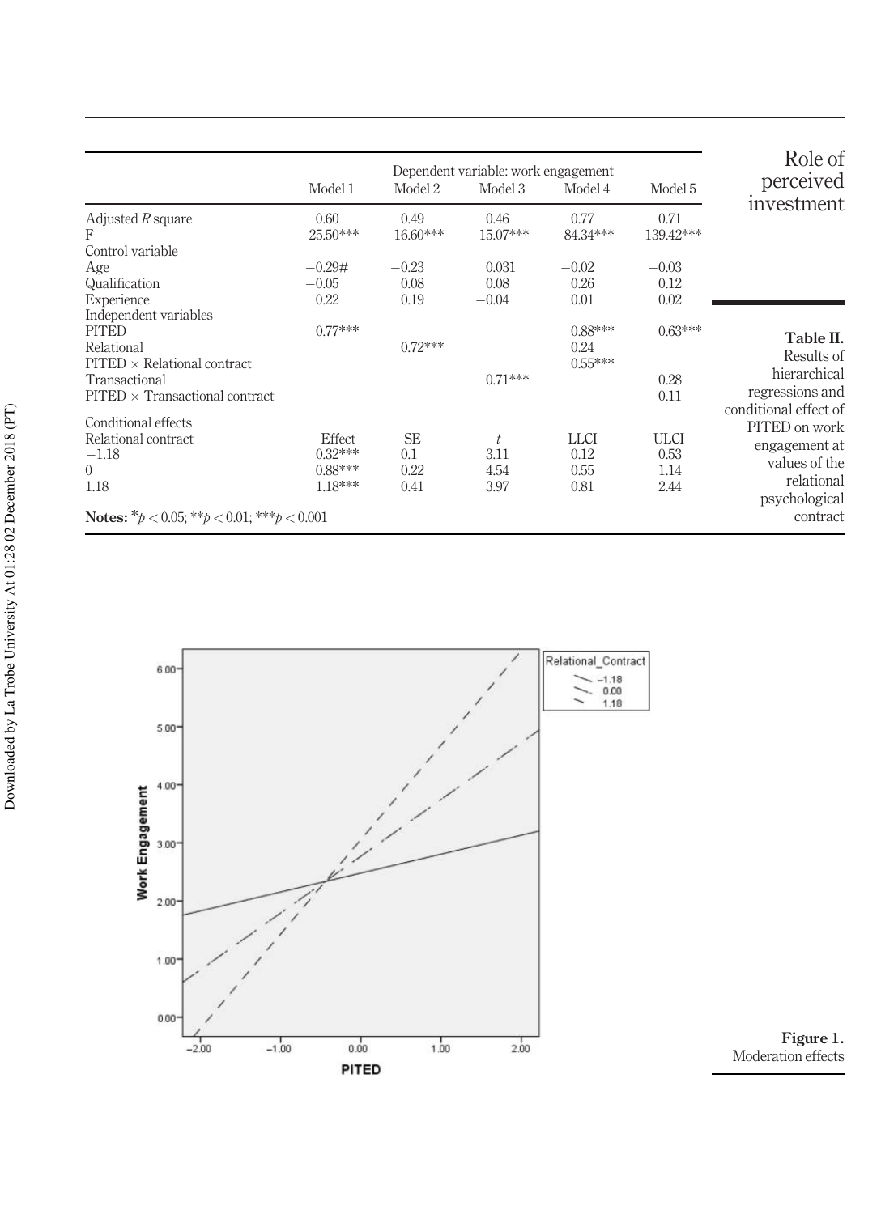**Table II.** Results of hierarchical regressions and conditional effect of PITED on work engagement at values of the relational psychological contract

| | Dependent variable: work engagement | | | | |
|---|---|---|---|---|---|
| | Model 1 | Model 2 | Model 3 | Model 4 | Model 5 |
| Adjusted $R$ square | 0.60 | 0.49 | 0.46 | 0.77 | 0.71 |
| F | 25.50*** | 16.60*** | 15.07*** | 84.34*** | 139.42*** |
| Control variable | | | | | |
| Age | −0.29# | −0.23 | 0.031 | −0.02 | −0.03 |
| Qualification | −0.05 | 0.08 | 0.08 | 0.26 | 0.12 |
| Experience | 0.22 | 0.19 | −0.04 | 0.01 | 0.02 |
| Independent variables | | | | | |
| PITED | 0.77*** | | | 0.88*** | 0.63*** |
| Relational | | 0.72*** | | 0.24 | |
| PITED × Relational contract | | | | 0.55*** | |
| Transactional | | | 0.71*** | | 0.28 |
| PITED × Transactional contract | | | | | 0.11 |
| Conditional effects | | | | | |
| Relational contract | Effect | SE | $t$ | LLCI | ULCI |
| −1.18 | 0.32*** | 0.1 | 3.11 | 0.12 | 0.53 |
| 0 | 0.88*** | 0.22 | 4.54 | 0.55 | 1.14 |
| 1.18 | 1.18*** | 0.41 | 3.97 | 0.81 | 2.44 |

**Notes:** $^{*}p < 0.05$; $^{**}p < 0.01$; $^{***}p < 0.001$

**Figure 1.** Moderation effects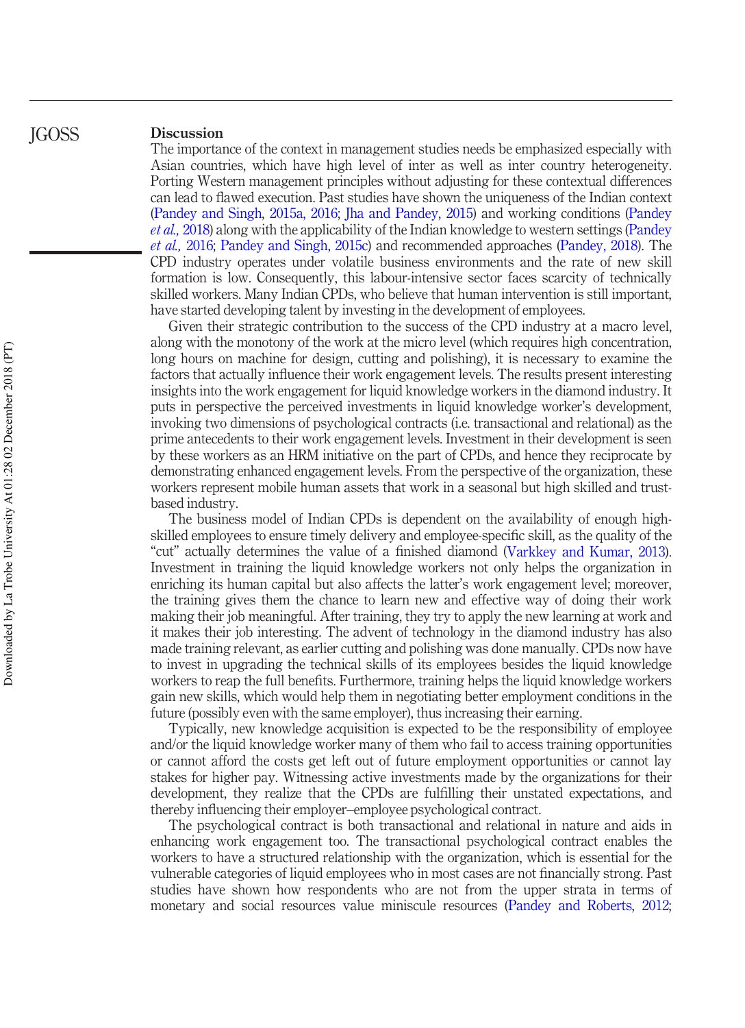## Discussion

The importance of the context in management studies needs be emphasized especially with Asian countries, which have high level of inter as well as inter country heterogeneity. Porting Western management principles without adjusting for these contextual differences can lead to flawed execution. Past studies have shown the uniqueness of the Indian context (Pandey and Singh, 2015a, 2016; Jha and Pandey, 2015) and working conditions (Pandey *et al.,* 2018) along with the applicability of the Indian knowledge to western settings (Pandey *et al.,* 2016; Pandey and Singh, 2015c) and recommended approaches (Pandey, 2018). The CPD industry operates under volatile business environments and the rate of new skill formation is low. Consequently, this labour-intensive sector faces scarcity of technically skilled workers. Many Indian CPDs, who believe that human intervention is still important, have started developing talent by investing in the development of employees.

Given their strategic contribution to the success of the CPD industry at a macro level, along with the monotony of the work at the micro level (which requires high concentration, long hours on machine for design, cutting and polishing), it is necessary to examine the factors that actually influence their work engagement levels. The results present interesting insights into the work engagement for liquid knowledge workers in the diamond industry. It puts in perspective the perceived investments in liquid knowledge worker's development, invoking two dimensions of psychological contracts (i.e. transactional and relational) as the prime antecedents to their work engagement levels. Investment in their development is seen by these workers as an HRM initiative on the part of CPDs, and hence they reciprocate by demonstrating enhanced engagement levels. From the perspective of the organization, these workers represent mobile human assets that work in a seasonal but high skilled and trust-based industry.

The business model of Indian CPDs is dependent on the availability of enough high-skilled employees to ensure timely delivery and employee-specific skill, as the quality of the "cut" actually determines the value of a finished diamond (Varkkey and Kumar, 2013). Investment in training the liquid knowledge workers not only helps the organization in enriching its human capital but also affects the latter's work engagement level; moreover, the training gives them the chance to learn new and effective way of doing their work making their job meaningful. After training, they try to apply the new learning at work and it makes their job interesting. The advent of technology in the diamond industry has also made training relevant, as earlier cutting and polishing was done manually. CPDs now have to invest in upgrading the technical skills of its employees besides the liquid knowledge workers to reap the full benefits. Furthermore, training helps the liquid knowledge workers gain new skills, which would help them in negotiating better employment conditions in the future (possibly even with the same employer), thus increasing their earning.

Typically, new knowledge acquisition is expected to be the responsibility of employee and/or the liquid knowledge worker many of them who fail to access training opportunities or cannot afford the costs get left out of future employment opportunities or cannot lay stakes for higher pay. Witnessing active investments made by the organizations for their development, they realize that the CPDs are fulfilling their unstated expectations, and thereby influencing their employer–employee psychological contract.

The psychological contract is both transactional and relational in nature and aids in enhancing work engagement too. The transactional psychological contract enables the workers to have a structured relationship with the organization, which is essential for the vulnerable categories of liquid employees who in most cases are not financially strong. Past studies have shown how respondents who are not from the upper strata in terms of monetary and social resources value miniscule resources (Pandey and Roberts, 2012;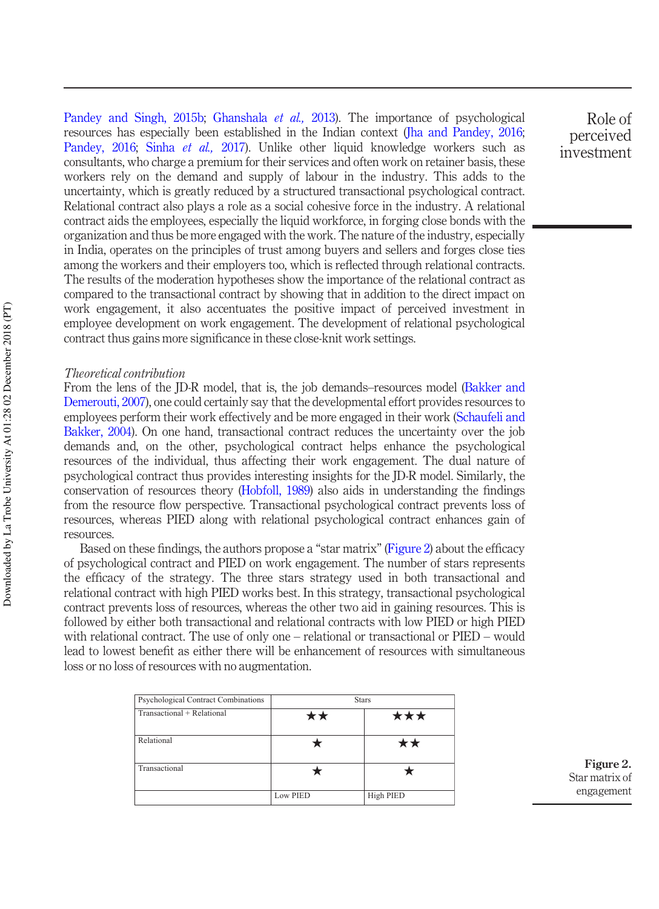Pandey and Singh, 2015b; Ghanshala *et al.,* 2013). The importance of psychological resources has especially been established in the Indian context (Jha and Pandey, 2016; Pandey, 2016; Sinha *et al.,* 2017). Unlike other liquid knowledge workers such as consultants, who charge a premium for their services and often work on retainer basis, these workers rely on the demand and supply of labour in the industry. This adds to the uncertainty, which is greatly reduced by a structured transactional psychological contract. Relational contract also plays a role as a social cohesive force in the industry. A relational contract aids the employees, especially the liquid workforce, in forging close bonds with the organization and thus be more engaged with the work. The nature of the industry, especially in India, operates on the principles of trust among buyers and sellers and forges close ties among the workers and their employers too, which is reflected through relational contracts. The results of the moderation hypotheses show the importance of the relational contract as compared to the transactional contract by showing that in addition to the direct impact on work engagement, it also accentuates the positive impact of perceived investment in employee development on work engagement. The development of relational psychological contract thus gains more significance in these close-knit work settings.

### *Theoretical contribution*

From the lens of the JD-R model, that is, the job demands–resources model (Bakker and Demerouti, 2007), one could certainly say that the developmental effort provides resources to employees perform their work effectively and be more engaged in their work (Schaufeli and Bakker, 2004). On one hand, transactional contract reduces the uncertainty over the job demands and, on the other, psychological contract helps enhance the psychological resources of the individual, thus affecting their work engagement. The dual nature of psychological contract thus provides interesting insights for the JD-R model. Similarly, the conservation of resources theory (Hobfoll, 1989) also aids in understanding the findings from the resource flow perspective. Transactional psychological contract prevents loss of resources, whereas PIED along with relational psychological contract enhances gain of resources.

Based on these findings, the authors propose a "star matrix" (Figure 2) about the efficacy of psychological contract and PIED on work engagement. The number of stars represents the efficacy of the strategy. The three stars strategy used in both transactional and relational contract with high PIED works best. In this strategy, transactional psychological contract prevents loss of resources, whereas the other two aid in gaining resources. This is followed by either both transactional and relational contracts with low PIED or high PIED with relational contract. The use of only one – relational or transactional or PIED – would lead to lowest benefit as either there will be enhancement of resources with simultaneous loss or no loss of resources with no augmentation.

| Psychological Contract Combinations | Stars | |
|---|---|---|
| Transactional + Relational | ★★ | ★★★ |
| Relational | ★ | ★★ |
| Transactional | ★ | ★ |
| | Low PIED | High PIED |

**Figure 2.** Star matrix of engagement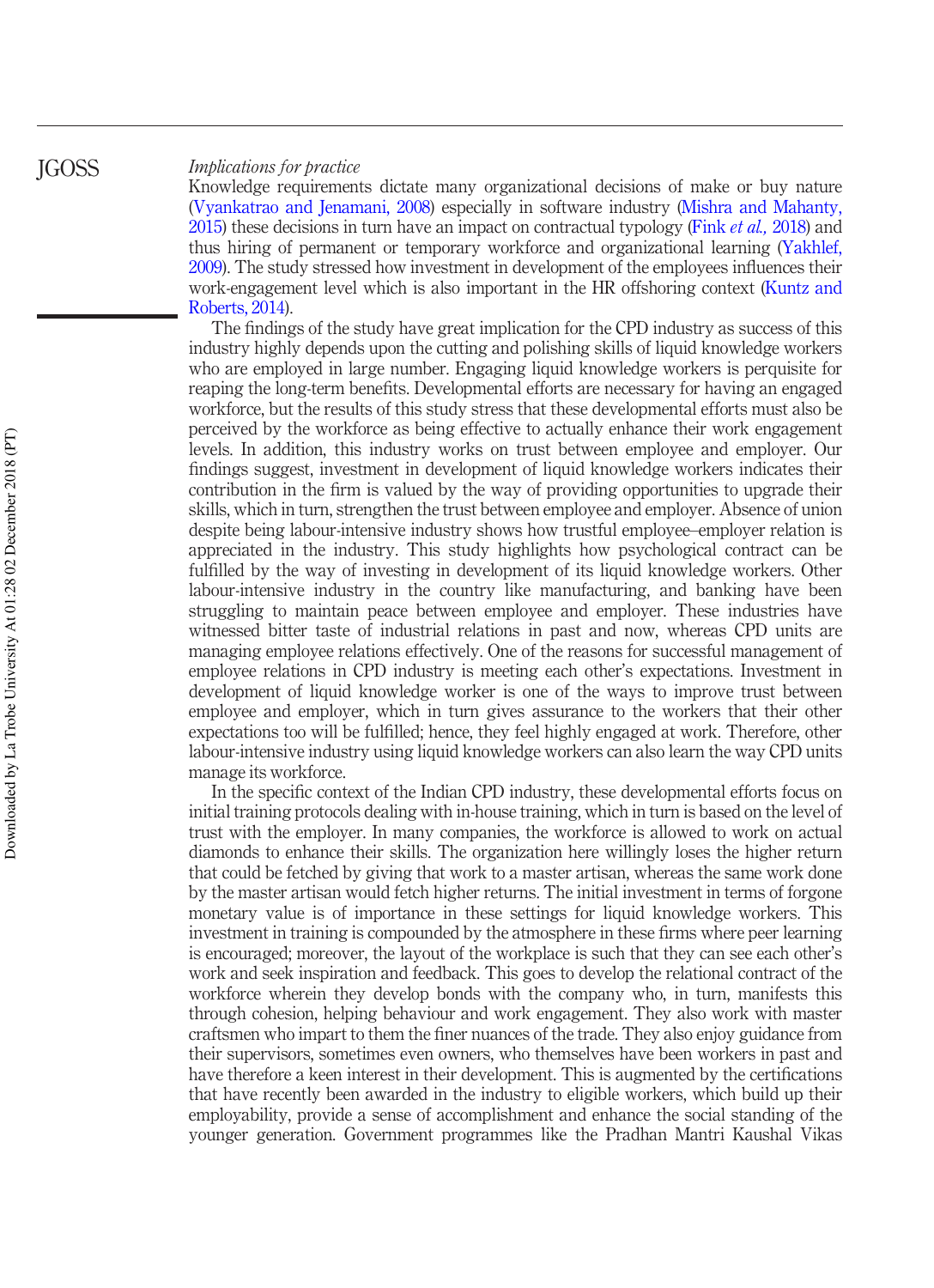*Implications for practice*

Knowledge requirements dictate many organizational decisions of make or buy nature (Vyankatrao and Jenamani, 2008) especially in software industry (Mishra and Mahanty, 2015) these decisions in turn have an impact on contractual typology (Fink *et al.*, 2018) and thus hiring of permanent or temporary workforce and organizational learning (Yakhlef, 2009). The study stressed how investment in development of the employees influences their work-engagement level which is also important in the HR offshoring context (Kuntz and Roberts, 2014).

The findings of the study have great implication for the CPD industry as success of this industry highly depends upon the cutting and polishing skills of liquid knowledge workers who are employed in large number. Engaging liquid knowledge workers is perquisite for reaping the long-term benefits. Developmental efforts are necessary for having an engaged workforce, but the results of this study stress that these developmental efforts must also be perceived by the workforce as being effective to actually enhance their work engagement levels. In addition, this industry works on trust between employee and employer. Our findings suggest, investment in development of liquid knowledge workers indicates their contribution in the firm is valued by the way of providing opportunities to upgrade their skills, which in turn, strengthen the trust between employee and employer. Absence of union despite being labour-intensive industry shows how trustful employee–employer relation is appreciated in the industry. This study highlights how psychological contract can be fulfilled by the way of investing in development of its liquid knowledge workers. Other labour-intensive industry in the country like manufacturing, and banking have been struggling to maintain peace between employee and employer. These industries have witnessed bitter taste of industrial relations in past and now, whereas CPD units are managing employee relations effectively. One of the reasons for successful management of employee relations in CPD industry is meeting each other's expectations. Investment in development of liquid knowledge worker is one of the ways to improve trust between employee and employer, which in turn gives assurance to the workers that their other expectations too will be fulfilled; hence, they feel highly engaged at work. Therefore, other labour-intensive industry using liquid knowledge workers can also learn the way CPD units manage its workforce.

In the specific context of the Indian CPD industry, these developmental efforts focus on initial training protocols dealing with in-house training, which in turn is based on the level of trust with the employer. In many companies, the workforce is allowed to work on actual diamonds to enhance their skills. The organization here willingly loses the higher return that could be fetched by giving that work to a master artisan, whereas the same work done by the master artisan would fetch higher returns. The initial investment in terms of forgone monetary value is of importance in these settings for liquid knowledge workers. This investment in training is compounded by the atmosphere in these firms where peer learning is encouraged; moreover, the layout of the workplace is such that they can see each other's work and seek inspiration and feedback. This goes to develop the relational contract of the workforce wherein they develop bonds with the company who, in turn, manifests this through cohesion, helping behaviour and work engagement. They also work with master craftsmen who impart to them the finer nuances of the trade. They also enjoy guidance from their supervisors, sometimes even owners, who themselves have been workers in past and have therefore a keen interest in their development. This is augmented by the certifications that have recently been awarded in the industry to eligible workers, which build up their employability, provide a sense of accomplishment and enhance the social standing of the younger generation. Government programmes like the Pradhan Mantri Kaushal Vikas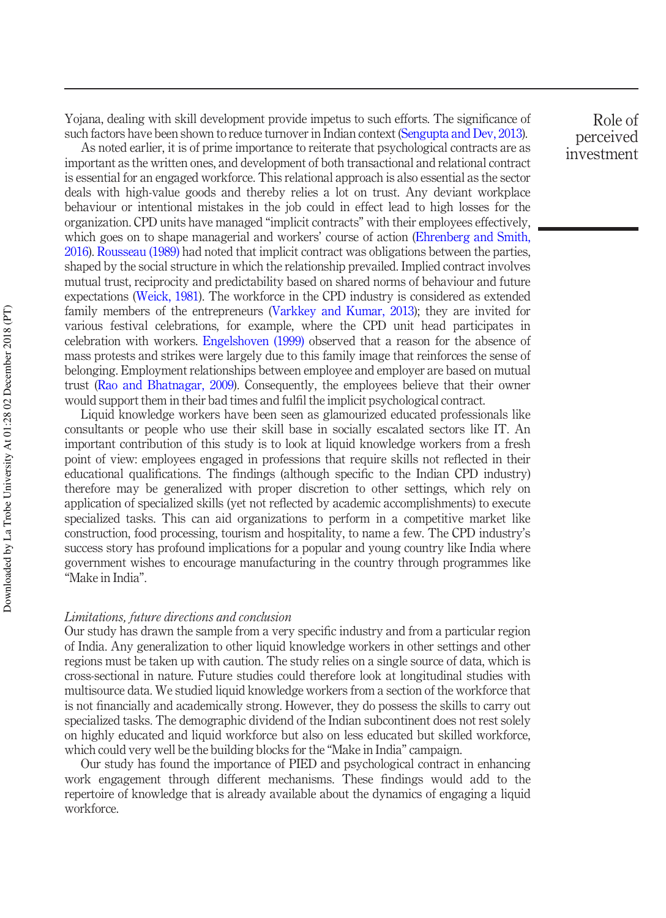Yojana, dealing with skill development provide impetus to such efforts. The significance of such factors have been shown to reduce turnover in Indian context (Sengupta and Dev, 2013).

As noted earlier, it is of prime importance to reiterate that psychological contracts are as important as the written ones, and development of both transactional and relational contract is essential for an engaged workforce. This relational approach is also essential as the sector deals with high-value goods and thereby relies a lot on trust. Any deviant workplace behaviour or intentional mistakes in the job could in effect lead to high losses for the organization. CPD units have managed "implicit contracts" with their employees effectively, which goes on to shape managerial and workers' course of action (Ehrenberg and Smith, 2016). Rousseau (1989) had noted that implicit contract was obligations between the parties, shaped by the social structure in which the relationship prevailed. Implied contract involves mutual trust, reciprocity and predictability based on shared norms of behaviour and future expectations (Weick, 1981). The workforce in the CPD industry is considered as extended family members of the entrepreneurs (Varkkey and Kumar, 2013); they are invited for various festival celebrations, for example, where the CPD unit head participates in celebration with workers. Engelshoven (1999) observed that a reason for the absence of mass protests and strikes were largely due to this family image that reinforces the sense of belonging. Employment relationships between employee and employer are based on mutual trust (Rao and Bhatnagar, 2009). Consequently, the employees believe that their owner would support them in their bad times and fulfil the implicit psychological contract.

Liquid knowledge workers have been seen as glamourized educated professionals like consultants or people who use their skill base in socially escalated sectors like IT. An important contribution of this study is to look at liquid knowledge workers from a fresh point of view: employees engaged in professions that require skills not reflected in their educational qualifications. The findings (although specific to the Indian CPD industry) therefore may be generalized with proper discretion to other settings, which rely on application of specialized skills (yet not reflected by academic accomplishments) to execute specialized tasks. This can aid organizations to perform in a competitive market like construction, food processing, tourism and hospitality, to name a few. The CPD industry's success story has profound implications for a popular and young country like India where government wishes to encourage manufacturing in the country through programmes like "Make in India".

*Limitations, future directions and conclusion*

Our study has drawn the sample from a very specific industry and from a particular region of India. Any generalization to other liquid knowledge workers in other settings and other regions must be taken up with caution. The study relies on a single source of data, which is cross-sectional in nature. Future studies could therefore look at longitudinal studies with multisource data. We studied liquid knowledge workers from a section of the workforce that is not financially and academically strong. However, they do possess the skills to carry out specialized tasks. The demographic dividend of the Indian subcontinent does not rest solely on highly educated and liquid workforce but also on less educated but skilled workforce, which could very well be the building blocks for the "Make in India" campaign.

Our study has found the importance of PIED and psychological contract in enhancing work engagement through different mechanisms. These findings would add to the repertoire of knowledge that is already available about the dynamics of engaging a liquid workforce.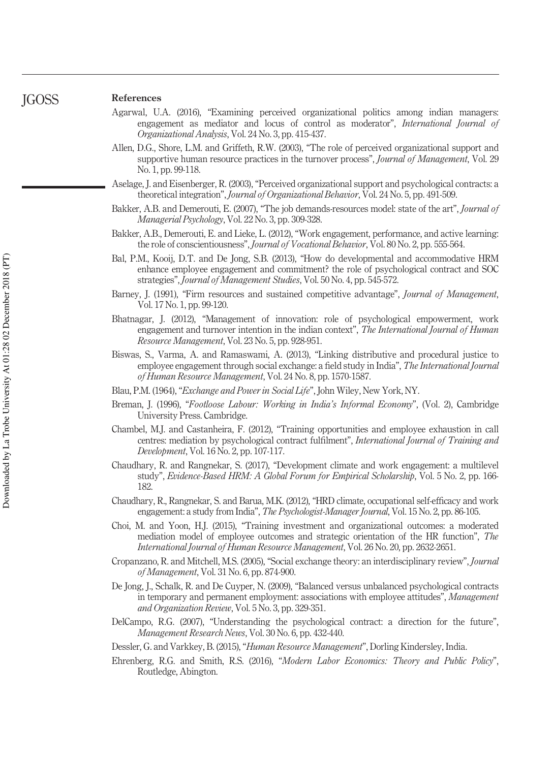## References

Agarwal, U.A. (2016), "Examining perceived organizational politics among indian managers: engagement as mediator and locus of control as moderator", *International Journal of Organizational Analysis*, Vol. 24 No. 3, pp. 415-437.

Allen, D.G., Shore, L.M. and Griffeth, R.W. (2003), "The role of perceived organizational support and supportive human resource practices in the turnover process", *Journal of Management*, Vol. 29 No. 1, pp. 99-118.

Aselage, J. and Eisenberger, R. (2003), "Perceived organizational support and psychological contracts: a theoretical integration", *Journal of Organizational Behavior*, Vol. 24 No. 5, pp. 491-509.

Bakker, A.B. and Demerouti, E. (2007), "The job demands-resources model: state of the art", *Journal of Managerial Psychology*, Vol. 22 No. 3, pp. 309-328.

Bakker, A.B., Demerouti, E. and Lieke, L. (2012), "Work engagement, performance, and active learning: the role of conscientiousness", *Journal of Vocational Behavior*, Vol. 80 No. 2, pp. 555-564.

Bal, P.M., Kooij, D.T. and De Jong, S.B. (2013), "How do developmental and accommodative HRM enhance employee engagement and commitment? the role of psychological contract and SOC strategies", *Journal of Management Studies*, Vol. 50 No. 4, pp. 545-572.

Barney, J. (1991), "Firm resources and sustained competitive advantage", *Journal of Management*, Vol. 17 No. 1, pp. 99-120.

Bhatnagar, J. (2012), "Management of innovation: role of psychological empowerment, work engagement and turnover intention in the indian context", *The International Journal of Human Resource Management*, Vol. 23 No. 5, pp. 928-951.

Biswas, S., Varma, A. and Ramaswami, A. (2013), "Linking distributive and procedural justice to employee engagement through social exchange: a field study in India", *The International Journal of Human Resource Management*, Vol. 24 No. 8, pp. 1570-1587.

Blau, P.M. (1964), "*Exchange and Power in Social Life*", John Wiley, New York, NY.

Breman, J. (1996), "*Footloose Labour: Working in India's Informal Economy*", (Vol. 2), Cambridge University Press. Cambridge.

Chambel, M.J. and Castanheira, F. (2012), "Training opportunities and employee exhaustion in call centres: mediation by psychological contract fulfilment", *International Journal of Training and Development*, Vol. 16 No. 2, pp. 107-117.

Chaudhary, R. and Rangnekar, S. (2017), "Development climate and work engagement: a multilevel study", *Evidence-Based HRM: A Global Forum for Empirical Scholarship*, Vol. 5 No. 2, pp. 166-182.

Chaudhary, R., Rangnekar, S. and Barua, M.K. (2012), "HRD climate, occupational self-efficacy and work engagement: a study from India", *The Psychologist-Manager Journal*, Vol. 15 No. 2, pp. 86-105.

Choi, M. and Yoon, H.J. (2015), "Training investment and organizational outcomes: a moderated mediation model of employee outcomes and strategic orientation of the HR function", *The International Journal of Human Resource Management*, Vol. 26 No. 20, pp. 2632-2651.

Cropanzano, R. and Mitchell, M.S. (2005), "Social exchange theory: an interdisciplinary review", *Journal of Management*, Vol. 31 No. 6, pp. 874-900.

De Jong, J., Schalk, R. and De Cuyper, N. (2009), "Balanced versus unbalanced psychological contracts in temporary and permanent employment: associations with employee attitudes", *Management and Organization Review*, Vol. 5 No. 3, pp. 329-351.

DelCampo, R.G. (2007), "Understanding the psychological contract: a direction for the future", *Management Research News*, Vol. 30 No. 6, pp. 432-440.

Dessler, G. and Varkkey, B. (2015), "*Human Resource Management*", Dorling Kindersley, India.

Ehrenberg, R.G. and Smith, R.S. (2016), "*Modern Labor Economics: Theory and Public Policy*", Routledge, Abington.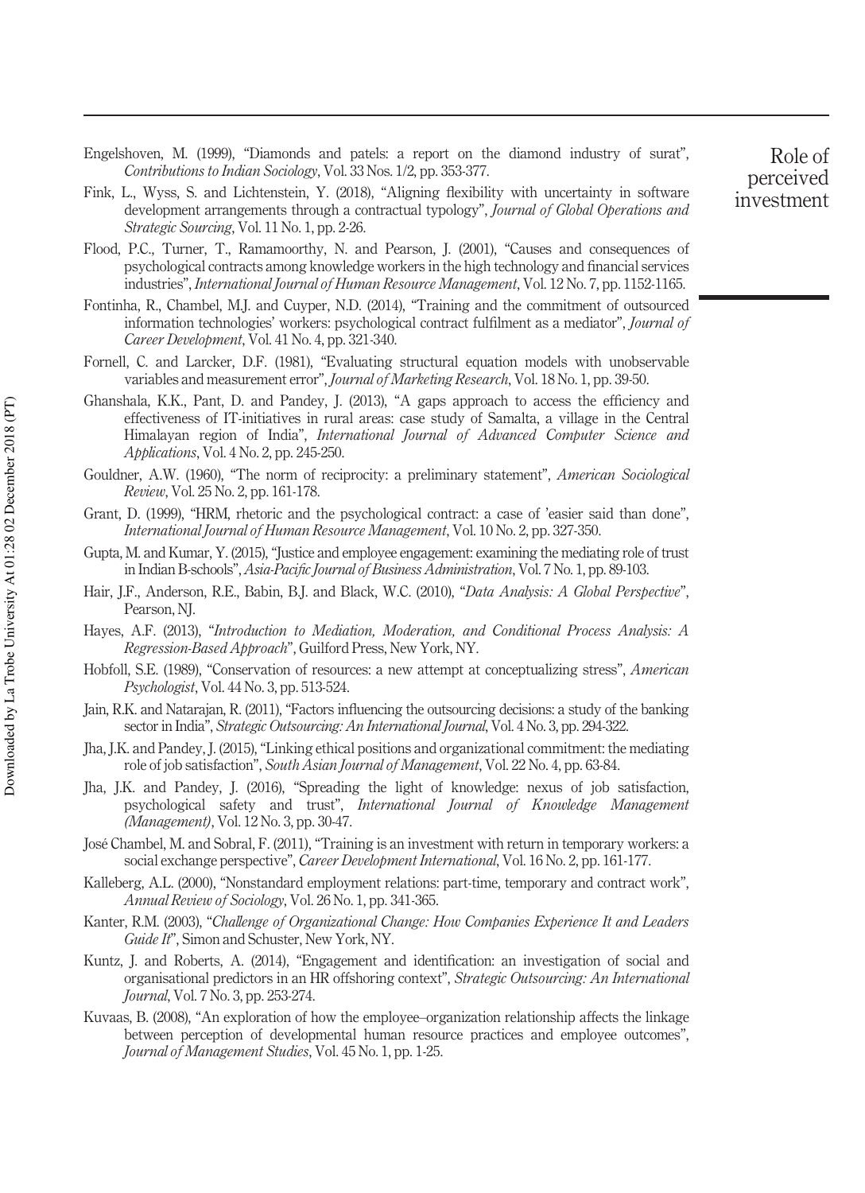Engelshoven, M. (1999), "Diamonds and patels: a report on the diamond industry of surat", *Contributions to Indian Sociology*, Vol. 33 Nos. 1/2, pp. 353-377.

Fink, L., Wyss, S. and Lichtenstein, Y. (2018), "Aligning flexibility with uncertainty in software development arrangements through a contractual typology", *Journal of Global Operations and Strategic Sourcing*, Vol. 11 No. 1, pp. 2-26.

Flood, P.C., Turner, T., Ramamoorthy, N. and Pearson, J. (2001), "Causes and consequences of psychological contracts among knowledge workers in the high technology and financial services industries", *International Journal of Human Resource Management*, Vol. 12 No. 7, pp. 1152-1165.

Fontinha, R., Chambel, M.J. and Cuyper, N.D. (2014), "Training and the commitment of outsourced information technologies' workers: psychological contract fulfilment as a mediator", *Journal of Career Development*, Vol. 41 No. 4, pp. 321-340.

Fornell, C. and Larcker, D.F. (1981), "Evaluating structural equation models with unobservable variables and measurement error", *Journal of Marketing Research*, Vol. 18 No. 1, pp. 39-50.

Ghanshala, K.K., Pant, D. and Pandey, J. (2013), "A gaps approach to access the efficiency and effectiveness of IT-initiatives in rural areas: case study of Samalta, a village in the Central Himalayan region of India", *International Journal of Advanced Computer Science and Applications*, Vol. 4 No. 2, pp. 245-250.

Gouldner, A.W. (1960), "The norm of reciprocity: a preliminary statement", *American Sociological Review*, Vol. 25 No. 2, pp. 161-178.

Grant, D. (1999), "HRM, rhetoric and the psychological contract: a case of 'easier said than done", *International Journal of Human Resource Management*, Vol. 10 No. 2, pp. 327-350.

Gupta, M. and Kumar, Y. (2015), "Justice and employee engagement: examining the mediating role of trust in Indian B-schools", *Asia-Pacific Journal of Business Administration*, Vol. 7 No. 1, pp. 89-103.

Hair, J.F., Anderson, R.E., Babin, B.J. and Black, W.C. (2010), "*Data Analysis: A Global Perspective*", Pearson, NJ.

Hayes, A.F. (2013), "*Introduction to Mediation, Moderation, and Conditional Process Analysis: A Regression-Based Approach*", Guilford Press, New York, NY.

Hobfoll, S.E. (1989), "Conservation of resources: a new attempt at conceptualizing stress", *American Psychologist*, Vol. 44 No. 3, pp. 513-524.

Jain, R.K. and Natarajan, R. (2011), "Factors influencing the outsourcing decisions: a study of the banking sector in India", *Strategic Outsourcing: An International Journal*, Vol. 4 No. 3, pp. 294-322.

Jha, J.K. and Pandey, J. (2015), "Linking ethical positions and organizational commitment: the mediating role of job satisfaction", *South Asian Journal of Management*, Vol. 22 No. 4, pp. 63-84.

Jha, J.K. and Pandey, J. (2016), "Spreading the light of knowledge: nexus of job satisfaction, psychological safety and trust", *International Journal of Knowledge Management (Management)*, Vol. 12 No. 3, pp. 30-47.

José Chambel, M. and Sobral, F. (2011), "Training is an investment with return in temporary workers: a social exchange perspective", *Career Development International*, Vol. 16 No. 2, pp. 161-177.

Kalleberg, A.L. (2000), "Nonstandard employment relations: part-time, temporary and contract work", *Annual Review of Sociology*, Vol. 26 No. 1, pp. 341-365.

Kanter, R.M. (2003), "*Challenge of Organizational Change: How Companies Experience It and Leaders Guide It*", Simon and Schuster, New York, NY.

Kuntz, J. and Roberts, A. (2014), "Engagement and identification: an investigation of social and organisational predictors in an HR offshoring context", *Strategic Outsourcing: An International Journal*, Vol. 7 No. 3, pp. 253-274.

Kuvaas, B. (2008), "An exploration of how the employee–organization relationship affects the linkage between perception of developmental human resource practices and employee outcomes", *Journal of Management Studies*, Vol. 45 No. 1, pp. 1-25.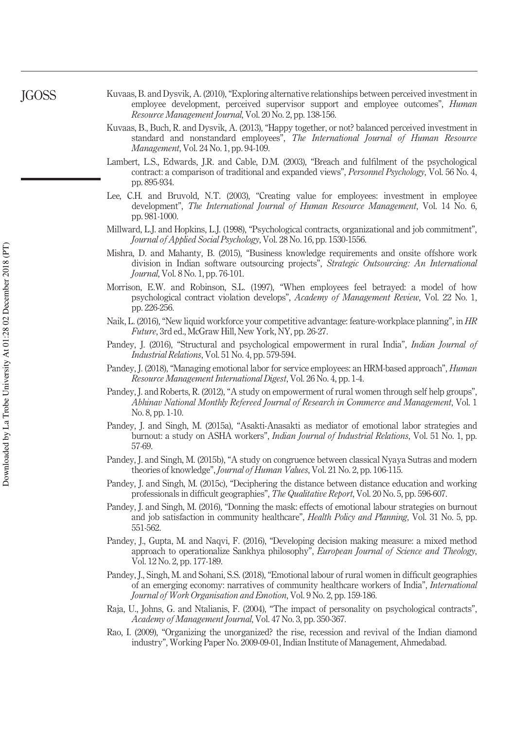Kuvaas, B. and Dysvik, A. (2010), "Exploring alternative relationships between perceived investment in employee development, perceived supervisor support and employee outcomes", *Human Resource Management Journal*, Vol. 20 No. 2, pp. 138-156.

Kuvaas, B., Buch, R. and Dysvik, A. (2013), "Happy together, or not? balanced perceived investment in standard and nonstandard employees", *The International Journal of Human Resource Management*, Vol. 24 No. 1, pp. 94-109.

Lambert, L.S., Edwards, J.R. and Cable, D.M. (2003), "Breach and fulfilment of the psychological contract: a comparison of traditional and expanded views", *Personnel Psychology*, Vol. 56 No. 4, pp. 895-934.

Lee, C.H. and Bruvold, N.T. (2003), "Creating value for employees: investment in employee development", *The International Journal of Human Resource Management*, Vol. 14 No. 6, pp. 981-1000.

Millward, L.J. and Hopkins, L.J. (1998), "Psychological contracts, organizational and job commitment", *Journal of Applied Social Psychology*, Vol. 28 No. 16, pp. 1530-1556.

Mishra, D. and Mahanty, B. (2015), "Business knowledge requirements and onsite offshore work division in Indian software outsourcing projects", *Strategic Outsourcing: An International Journal*, Vol. 8 No. 1, pp. 76-101.

Morrison, E.W. and Robinson, S.L. (1997), "When employees feel betrayed: a model of how psychological contract violation develops", *Academy of Management Review*, Vol. 22 No. 1, pp. 226-256.

Naik, L. (2016), "New liquid workforce your competitive advantage: feature-workplace planning", in *HR Future*, 3rd ed., McGraw Hill, New York, NY, pp. 26-27.

Pandey, J. (2016), "Structural and psychological empowerment in rural India", *Indian Journal of Industrial Relations*, Vol. 51 No. 4, pp. 579-594.

Pandey, J. (2018), "Managing emotional labor for service employees: an HRM-based approach", *Human Resource Management International Digest*, Vol. 26 No. 4, pp. 1-4.

Pandey, J. and Roberts, R. (2012), "A study on empowerment of rural women through self help groups", *Abhinav National Monthly Refereed Journal of Research in Commerce and Management*, Vol. 1 No. 8, pp. 1-10.

Pandey, J. and Singh, M. (2015a), "Asakti-Anasakti as mediator of emotional labor strategies and burnout: a study on ASHA workers", *Indian Journal of Industrial Relations*, Vol. 51 No. 1, pp. 57-69.

Pandey, J. and Singh, M. (2015b), "A study on congruence between classical Nyaya Sutras and modern theories of knowledge", *Journal of Human Values*, Vol. 21 No. 2, pp. 106-115.

Pandey, J. and Singh, M. (2015c), "Deciphering the distance between distance education and working professionals in difficult geographies", *The Qualitative Report*, Vol. 20 No. 5, pp. 596-607.

Pandey, J. and Singh, M. (2016), "Donning the mask: effects of emotional labour strategies on burnout and job satisfaction in community healthcare", *Health Policy and Planning*, Vol. 31 No. 5, pp. 551-562.

Pandey, J., Gupta, M. and Naqvi, F. (2016), "Developing decision making measure: a mixed method approach to operationalize Sankhya philosophy", *European Journal of Science and Theology*, Vol. 12 No. 2, pp. 177-189.

Pandey, J., Singh, M. and Sohani, S.S. (2018), "Emotional labour of rural women in difficult geographies of an emerging economy: narratives of community healthcare workers of India", *International Journal of Work Organisation and Emotion*, Vol. 9 No. 2, pp. 159-186.

Raja, U., Johns, G. and Ntalianis, F. (2004), "The impact of personality on psychological contracts", *Academy of Management Journal*, Vol. 47 No. 3, pp. 350-367.

Rao, I. (2009), "Organizing the unorganized? the rise, recession and revival of the Indian diamond industry", Working Paper No. 2009-09-01, Indian Institute of Management, Ahmedabad.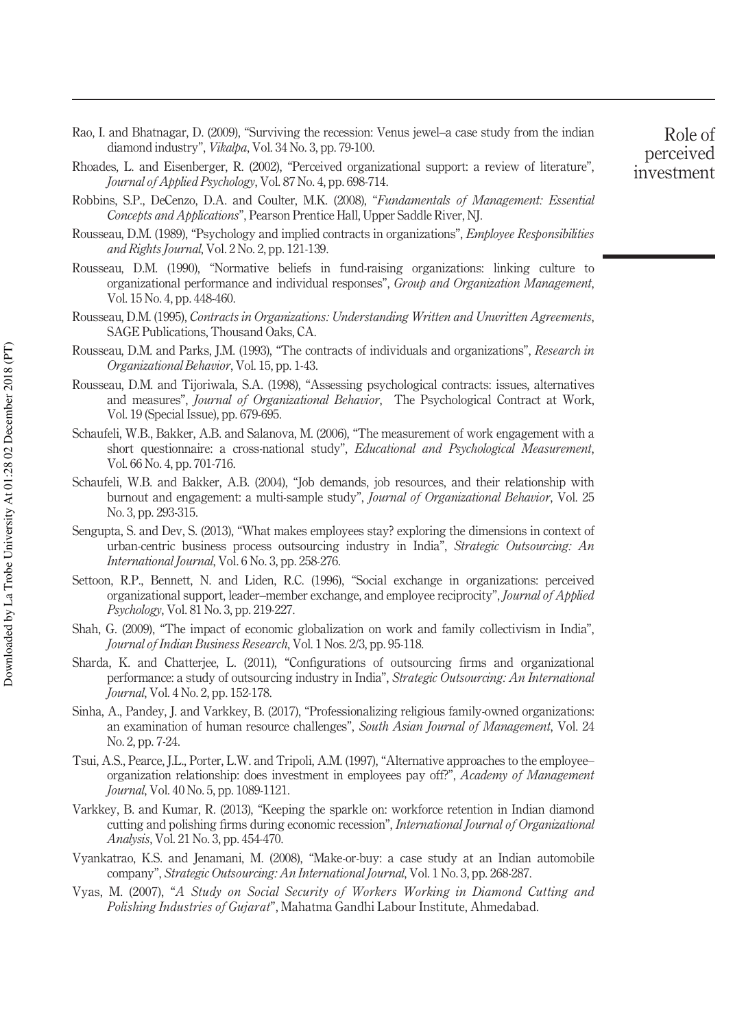Rao, I. and Bhatnagar, D. (2009), "Surviving the recession: Venus jewel–a case study from the indian diamond industry", *Vikalpa*, Vol. 34 No. 3, pp. 79-100.

Rhoades, L. and Eisenberger, R. (2002), "Perceived organizational support: a review of literature", *Journal of Applied Psychology*, Vol. 87 No. 4, pp. 698-714.

Robbins, S.P., DeCenzo, D.A. and Coulter, M.K. (2008), "*Fundamentals of Management: Essential Concepts and Applications*", Pearson Prentice Hall, Upper Saddle River, NJ.

Rousseau, D.M. (1989), "Psychology and implied contracts in organizations", *Employee Responsibilities and Rights Journal*, Vol. 2 No. 2, pp. 121-139.

Rousseau, D.M. (1990), "Normative beliefs in fund-raising organizations: linking culture to organizational performance and individual responses", *Group and Organization Management*, Vol. 15 No. 4, pp. 448-460.

Rousseau, D.M. (1995), *Contracts in Organizations: Understanding Written and Unwritten Agreements*, SAGE Publications, Thousand Oaks, CA.

Rousseau, D.M. and Parks, J.M. (1993), "The contracts of individuals and organizations", *Research in Organizational Behavior*, Vol. 15, pp. 1-43.

Rousseau, D.M. and Tijoriwala, S.A. (1998), "Assessing psychological contracts: issues, alternatives and measures", *Journal of Organizational Behavior*, The Psychological Contract at Work, Vol. 19 (Special Issue), pp. 679-695.

Schaufeli, W.B., Bakker, A.B. and Salanova, M. (2006), "The measurement of work engagement with a short questionnaire: a cross-national study", *Educational and Psychological Measurement*, Vol. 66 No. 4, pp. 701-716.

Schaufeli, W.B. and Bakker, A.B. (2004), "Job demands, job resources, and their relationship with burnout and engagement: a multi-sample study", *Journal of Organizational Behavior*, Vol. 25 No. 3, pp. 293-315.

Sengupta, S. and Dev, S. (2013), "What makes employees stay? exploring the dimensions in context of urban-centric business process outsourcing industry in India", *Strategic Outsourcing: An International Journal*, Vol. 6 No. 3, pp. 258-276.

Settoon, R.P., Bennett, N. and Liden, R.C. (1996), "Social exchange in organizations: perceived organizational support, leader–member exchange, and employee reciprocity", *Journal of Applied Psychology*, Vol. 81 No. 3, pp. 219-227.

Shah, G. (2009), "The impact of economic globalization on work and family collectivism in India", *Journal of Indian Business Research*, Vol. 1 Nos. 2/3, pp. 95-118.

Sharda, K. and Chatterjee, L. (2011), "Configurations of outsourcing firms and organizational performance: a study of outsourcing industry in India", *Strategic Outsourcing: An International Journal*, Vol. 4 No. 2, pp. 152-178.

Sinha, A., Pandey, J. and Varkkey, B. (2017), "Professionalizing religious family-owned organizations: an examination of human resource challenges", *South Asian Journal of Management*, Vol. 24 No. 2, pp. 7-24.

Tsui, A.S., Pearce, J.L., Porter, L.W. and Tripoli, A.M. (1997), "Alternative approaches to the employee–organization relationship: does investment in employees pay off?", *Academy of Management Journal*, Vol. 40 No. 5, pp. 1089-1121.

Varkkey, B. and Kumar, R. (2013), "Keeping the sparkle on: workforce retention in Indian diamond cutting and polishing firms during economic recession", *International Journal of Organizational Analysis*, Vol. 21 No. 3, pp. 454-470.

Vyankatrao, K.S. and Jenamani, M. (2008), "Make-or-buy: a case study at an Indian automobile company", *Strategic Outsourcing: An International Journal*, Vol. 1 No. 3, pp. 268-287.

Vyas, M. (2007), "*A Study on Social Security of Workers Working in Diamond Cutting and Polishing Industries of Gujarat*", Mahatma Gandhi Labour Institute, Ahmedabad.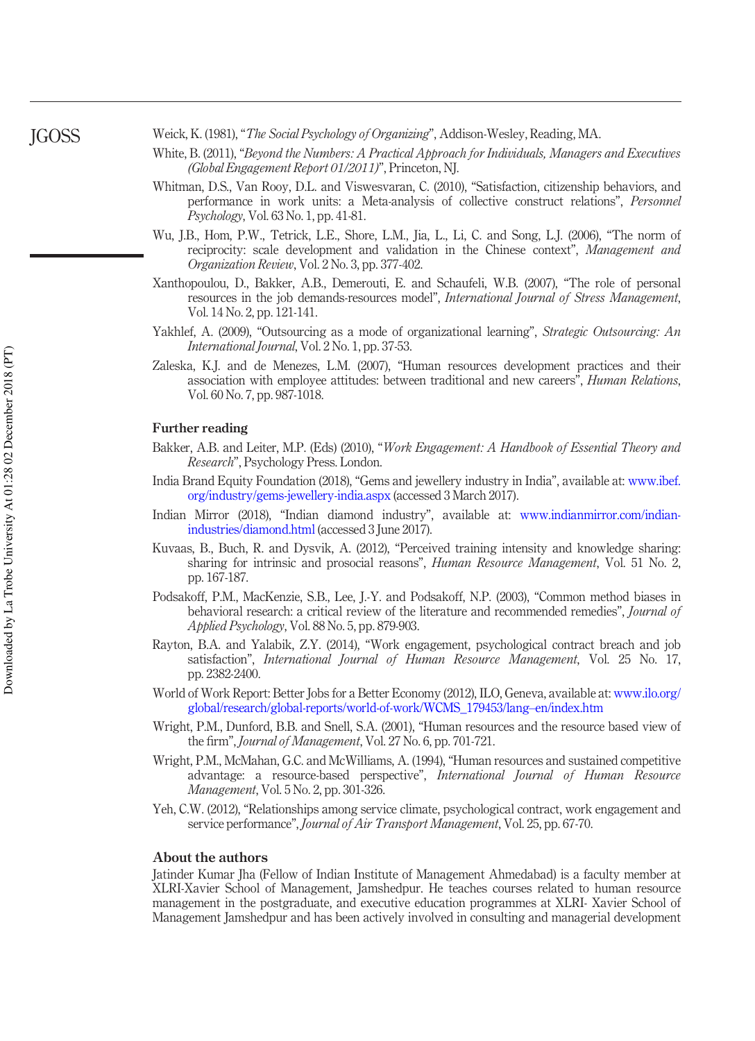Weick, K. (1981), "*The Social Psychology of Organizing*", Addison-Wesley, Reading, MA.

White, B. (2011), "*Beyond the Numbers: A Practical Approach for Individuals, Managers and Executives (Global Engagement Report 01/2011)*", Princeton, NJ.

Whitman, D.S., Van Rooy, D.L. and Viswesvaran, C. (2010), "Satisfaction, citizenship behaviors, and performance in work units: a Meta-analysis of collective construct relations", *Personnel Psychology*, Vol. 63 No. 1, pp. 41-81.

Wu, J.B., Hom, P.W., Tetrick, L.E., Shore, L.M., Jia, L., Li, C. and Song, L.J. (2006), "The norm of reciprocity: scale development and validation in the Chinese context", *Management and Organization Review*, Vol. 2 No. 3, pp. 377-402.

Xanthopoulou, D., Bakker, A.B., Demerouti, E. and Schaufeli, W.B. (2007), "The role of personal resources in the job demands-resources model", *International Journal of Stress Management*, Vol. 14 No. 2, pp. 121-141.

Yakhlef, A. (2009), "Outsourcing as a mode of organizational learning", *Strategic Outsourcing: An International Journal*, Vol. 2 No. 1, pp. 37-53.

Zaleska, K.J. and de Menezes, L.M. (2007), "Human resources development practices and their association with employee attitudes: between traditional and new careers", *Human Relations*, Vol. 60 No. 7, pp. 987-1018.

## Further reading

Bakker, A.B. and Leiter, M.P. (Eds) (2010), "*Work Engagement: A Handbook of Essential Theory and Research*", Psychology Press. London.

India Brand Equity Foundation (2018), "Gems and jewellery industry in India", available at: www.ibef.org/industry/gems-jewellery-india.aspx (accessed 3 March 2017).

Indian Mirror (2018), "Indian diamond industry", available at: www.indianmirror.com/indian-industries/diamond.html (accessed 3 June 2017).

Kuvaas, B., Buch, R. and Dysvik, A. (2012), "Perceived training intensity and knowledge sharing: sharing for intrinsic and prosocial reasons", *Human Resource Management*, Vol. 51 No. 2, pp. 167-187.

Podsakoff, P.M., MacKenzie, S.B., Lee, J.-Y. and Podsakoff, N.P. (2003), "Common method biases in behavioral research: a critical review of the literature and recommended remedies", *Journal of Applied Psychology*, Vol. 88 No. 5, pp. 879-903.

Rayton, B.A. and Yalabik, Z.Y. (2014), "Work engagement, psychological contract breach and job satisfaction", *International Journal of Human Resource Management*, Vol. 25 No. 17, pp. 2382-2400.

World of Work Report: Better Jobs for a Better Economy (2012), ILO, Geneva, available at: www.ilo.org/global/research/global-reports/world-of-work/WCMS_179453/lang--en/index.htm

Wright, P.M., Dunford, B.B. and Snell, S.A. (2001), "Human resources and the resource based view of the firm", *Journal of Management*, Vol. 27 No. 6, pp. 701-721.

Wright, P.M., McMahan, G.C. and McWilliams, A. (1994), "Human resources and sustained competitive advantage: a resource-based perspective", *International Journal of Human Resource Management*, Vol. 5 No. 2, pp. 301-326.

Yeh, C.W. (2012), "Relationships among service climate, psychological contract, work engagement and service performance", *Journal of Air Transport Management*, Vol. 25, pp. 67-70.

## About the authors

Jatinder Kumar Jha (Fellow of Indian Institute of Management Ahmedabad) is a faculty member at XLRI-Xavier School of Management, Jamshedpur. He teaches courses related to human resource management in the postgraduate, and executive education programmes at XLRI- Xavier School of Management Jamshedpur and has been actively involved in consulting and managerial development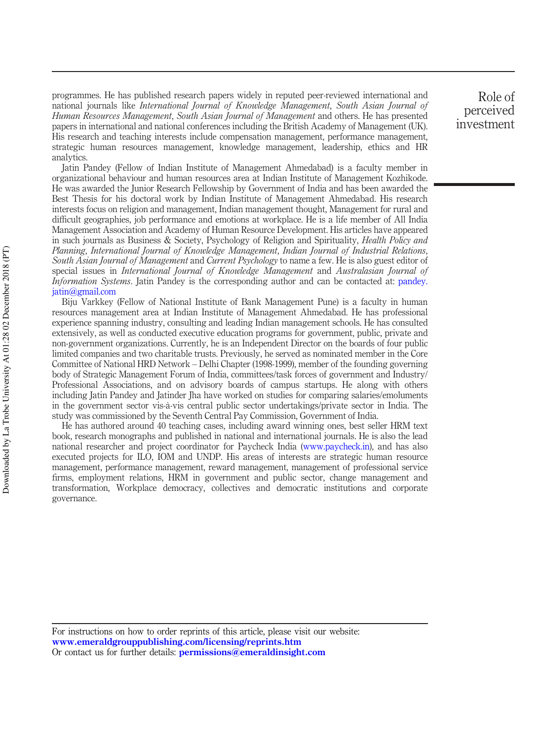programmes. He has published research papers widely in reputed peer-reviewed international and national journals like *International Journal of Knowledge Management*, *South Asian Journal of Human Resources Management*, *South Asian Journal of Management* and others. He has presented papers in international and national conferences including the British Academy of Management (UK). His research and teaching interests include compensation management, performance management, strategic human resources management, knowledge management, leadership, ethics and HR analytics.

Jatin Pandey (Fellow of Indian Institute of Management Ahmedabad) is a faculty member in organizational behaviour and human resources area at Indian Institute of Management Kozhikode. He was awarded the Junior Research Fellowship by Government of India and has been awarded the Best Thesis for his doctoral work by Indian Institute of Management Ahmedabad. His research interests focus on religion and management, Indian management thought, Management for rural and difficult geographies, job performance and emotions at workplace. He is a life member of All India Management Association and Academy of Human Resource Development. His articles have appeared in such journals as Business & Society, Psychology of Religion and Spirituality, *Health Policy and Planning*, *International Journal of Knowledge Management*, *Indian Journal of Industrial Relations*, *South Asian Journal of Management* and *Current Psychology* to name a few. He is also guest editor of special issues in *International Journal of Knowledge Management* and *Australasian Journal of Information Systems*. Jatin Pandey is the corresponding author and can be contacted at: pandey.jatin@gmail.com

Biju Varkkey (Fellow of National Institute of Bank Management Pune) is a faculty in human resources management area at Indian Institute of Management Ahmedabad. He has professional experience spanning industry, consulting and leading Indian management schools. He has consulted extensively, as well as conducted executive education programs for government, public, private and non-government organizations. Currently, he is an Independent Director on the boards of four public limited companies and two charitable trusts. Previously, he served as nominated member in the Core Committee of National HRD Network – Delhi Chapter (1998-1999), member of the founding governing body of Strategic Management Forum of India, committees/task forces of government and Industry/Professional Associations, and on advisory boards of campus startups. He along with others including Jatin Pandey and Jatinder Jha have worked on studies for comparing salaries/emoluments in the government sector vis-à-vis central public sector undertakings/private sector in India. The study was commissioned by the Seventh Central Pay Commission, Government of India.

He has authored around 40 teaching cases, including award winning ones, best seller HRM text book, research monographs and published in national and international journals. He is also the lead national researcher and project coordinator for Paycheck India (www.paycheck.in), and has also executed projects for ILO, IOM and UNDP. His areas of interests are strategic human resource management, performance management, reward management, management of professional service firms, employment relations, HRM in government and public sector, change management and transformation, Workplace democracy, collectives and democratic institutions and corporate governance.

For instructions on how to order reprints of this article, please visit our website:
**www.emeraldgrouppublishing.com/licensing/reprints.htm**
Or contact us for further details: **permissions@emeraldinsight.com**